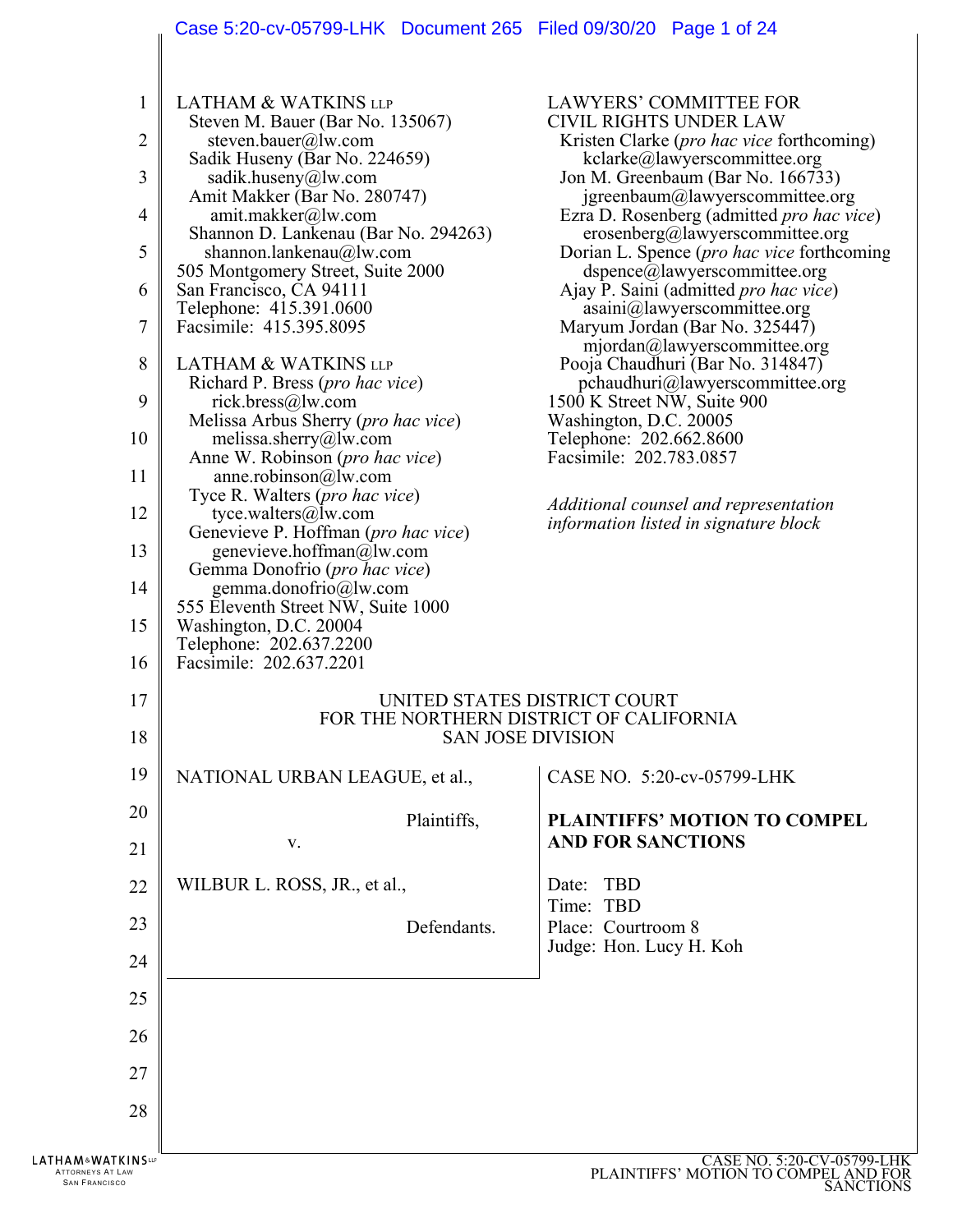LATHAM & WATKINS LLP
Steven M. Bauer (Bar No. 135067)
steven.bauer@lw.com
Sadik Huseny (Bar No. 224659)
sadik.huseny@lw.com
Amit Makker (Bar No. 280747)
amit.makker@lw.com
Shannon D. Lankenau (Bar No. 294263)
shannon.lankenau@lw.com
505 Montgomery Street, Suite 2000
San Francisco, CA 94111
Telephone: 415.391.0600
Facsimile: 415.395.8095

LATHAM & WATKINS LLP
Richard P. Bress (*pro hac vice*)
rick.bress@lw.com
Melissa Arbus Sherry (*pro hac vice*)
melissa.sherry@lw.com
Anne W. Robinson (*pro hac vice*)
anne.robinson@lw.com
Tyce R. Walters (*pro hac vice*)
tyce.walters@lw.com
Genevieve P. Hoffman (*pro hac vice*)
genevieve.hoffman@lw.com
Gemma Donofrio (*pro hac vice*)
gemma.donofrio@lw.com
555 Eleventh Street NW, Suite 1000
Washington, D.C. 20004
Telephone: 202.637.2200
Facsimile: 202.637.2201

LAWYERS' COMMITTEE FOR CIVIL RIGHTS UNDER LAW
Kristen Clarke (*pro hac vice* forthcoming)
kclarke@lawyerscommittee.org
Jon M. Greenbaum (Bar No. 166733)
jgreenbaum@lawyerscommittee.org
Ezra D. Rosenberg (admitted *pro hac vice*)
erosenberg@lawyerscommittee.org
Dorian L. Spence (*pro hac vice* forthcoming
dspence@lawyerscommittee.org
Ajay P. Saini (admitted *pro hac vice*)
asaini@lawyerscommittee.org
Maryum Jordan (Bar No. 325447)
mjordan@lawyerscommittee.org
Pooja Chaudhuri (Bar No. 314847)
pchaudhuri@lawyerscommittee.org
1500 K Street NW, Suite 900
Washington, D.C. 20005
Telephone: 202.662.8600
Facsimile: 202.783.0857

*Additional counsel and representation information listed in signature block*

UNITED STATES DISTRICT COURT
FOR THE NORTHERN DISTRICT OF CALIFORNIA
SAN JOSE DIVISION

NATIONAL URBAN LEAGUE, et al.,

Plaintiffs,

v.

WILBUR L. ROSS, JR., et al.,

Defendants.

CASE NO. 5:20-cv-05799-LHK

**PLAINTIFFS' MOTION TO COMPEL AND FOR SANCTIONS**

Date: TBD
Time: TBD
Place: Courtroom 8
Judge: Hon. Lucy H. Koh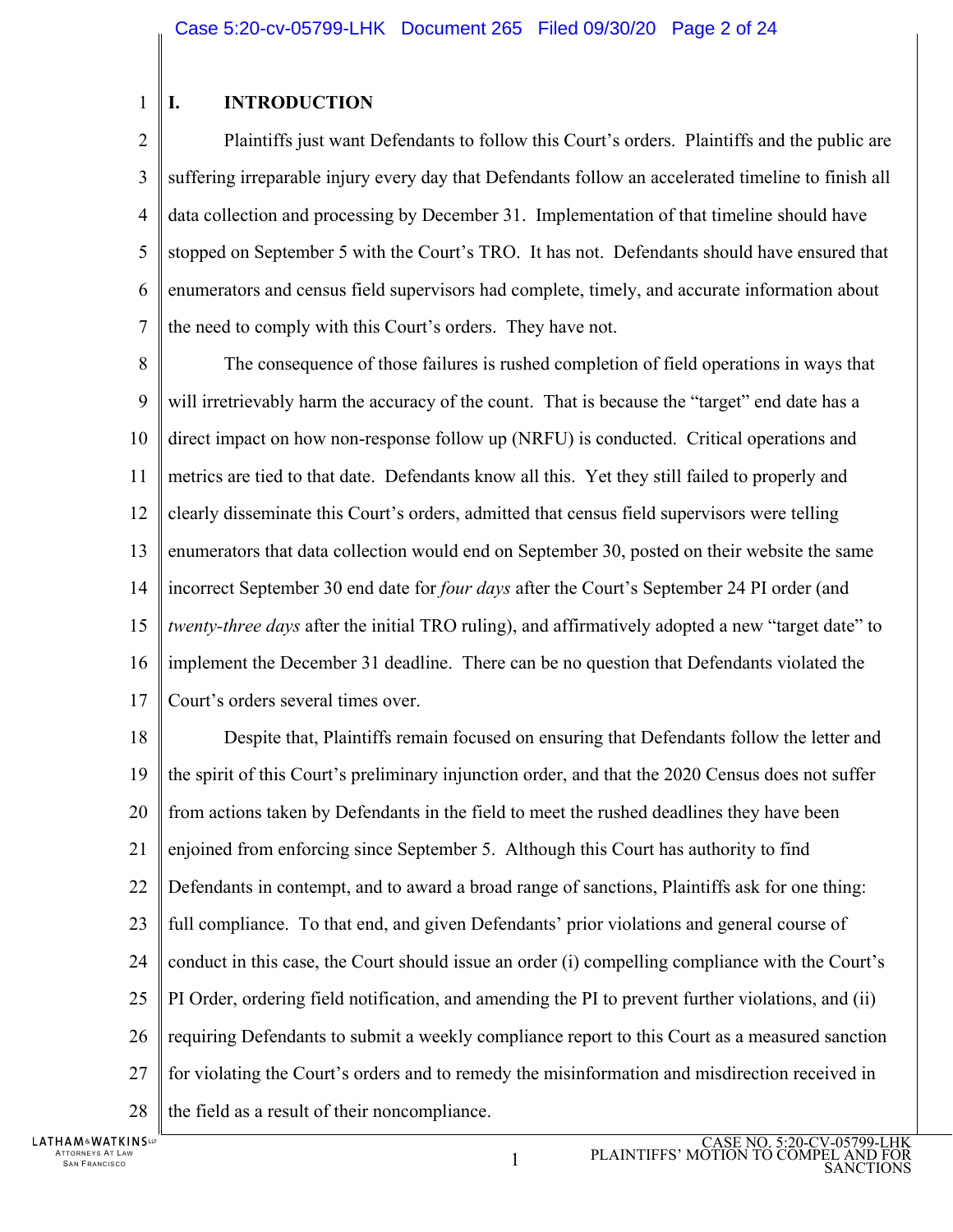## I. INTRODUCTION

Plaintiffs just want Defendants to follow this Court's orders. Plaintiffs and the public are suffering irreparable injury every day that Defendants follow an accelerated timeline to finish all data collection and processing by December 31. Implementation of that timeline should have stopped on September 5 with the Court's TRO. It has not. Defendants should have ensured that enumerators and census field supervisors had complete, timely, and accurate information about the need to comply with this Court's orders. They have not.

The consequence of those failures is rushed completion of field operations in ways that will irretrievably harm the accuracy of the count. That is because the "target" end date has a direct impact on how non-response follow up (NRFU) is conducted. Critical operations and metrics are tied to that date. Defendants know all this. Yet they still failed to properly and clearly disseminate this Court's orders, admitted that census field supervisors were telling enumerators that data collection would end on September 30, posted on their website the same incorrect September 30 end date for *four days* after the Court's September 24 PI order (and *twenty-three days* after the initial TRO ruling), and affirmatively adopted a new "target date" to implement the December 31 deadline. There can be no question that Defendants violated the Court's orders several times over.

Despite that, Plaintiffs remain focused on ensuring that Defendants follow the letter and the spirit of this Court's preliminary injunction order, and that the 2020 Census does not suffer from actions taken by Defendants in the field to meet the rushed deadlines they have been enjoined from enforcing since September 5. Although this Court has authority to find Defendants in contempt, and to award a broad range of sanctions, Plaintiffs ask for one thing: full compliance. To that end, and given Defendants' prior violations and general course of conduct in this case, the Court should issue an order (i) compelling compliance with the Court's PI Order, ordering field notification, and amending the PI to prevent further violations, and (ii) requiring Defendants to submit a weekly compliance report to this Court as a measured sanction for violating the Court's orders and to remedy the misinformation and misdirection received in the field as a result of their noncompliance.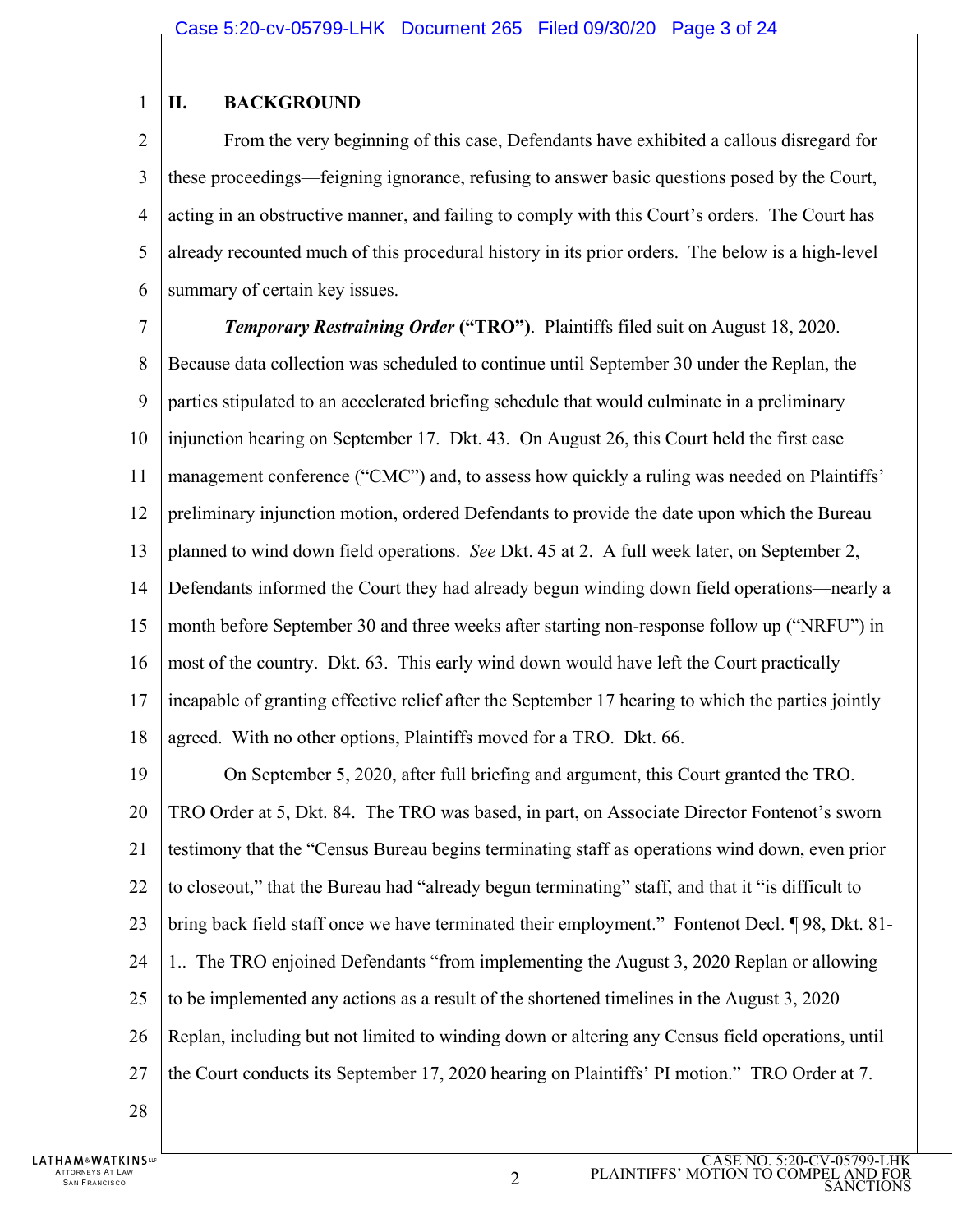## II. BACKGROUND

From the very beginning of this case, Defendants have exhibited a callous disregard for these proceedings—feigning ignorance, refusing to answer basic questions posed by the Court, acting in an obstructive manner, and failing to comply with this Court's orders. The Court has already recounted much of this procedural history in its prior orders. The below is a high-level summary of certain key issues.

***Temporary Restraining Order* (“TRO”)**. Plaintiffs filed suit on August 18, 2020. Because data collection was scheduled to continue until September 30 under the Replan, the parties stipulated to an accelerated briefing schedule that would culminate in a preliminary injunction hearing on September 17. Dkt. 43. On August 26, this Court held the first case management conference (“CMC”) and, to assess how quickly a ruling was needed on Plaintiffs' preliminary injunction motion, ordered Defendants to provide the date upon which the Bureau planned to wind down field operations. *See* Dkt. 45 at 2. A full week later, on September 2, Defendants informed the Court they had already begun winding down field operations—nearly a month before September 30 and three weeks after starting non-response follow up (“NRFU”) in most of the country. Dkt. 63. This early wind down would have left the Court practically incapable of granting effective relief after the September 17 hearing to which the parties jointly agreed. With no other options, Plaintiffs moved for a TRO. Dkt. 66.

On September 5, 2020, after full briefing and argument, this Court granted the TRO. TRO Order at 5, Dkt. 84. The TRO was based, in part, on Associate Director Fontenot's sworn testimony that the “Census Bureau begins terminating staff as operations wind down, even prior to closeout,” that the Bureau had “already begun terminating” staff, and that it “is difficult to bring back field staff once we have terminated their employment.” Fontenot Decl. ¶ 98, Dkt. 81-1.. The TRO enjoined Defendants “from implementing the August 3, 2020 Replan or allowing to be implemented any actions as a result of the shortened timelines in the August 3, 2020 Replan, including but not limited to winding down or altering any Census field operations, until the Court conducts its September 17, 2020 hearing on Plaintiffs' PI motion.” TRO Order at 7.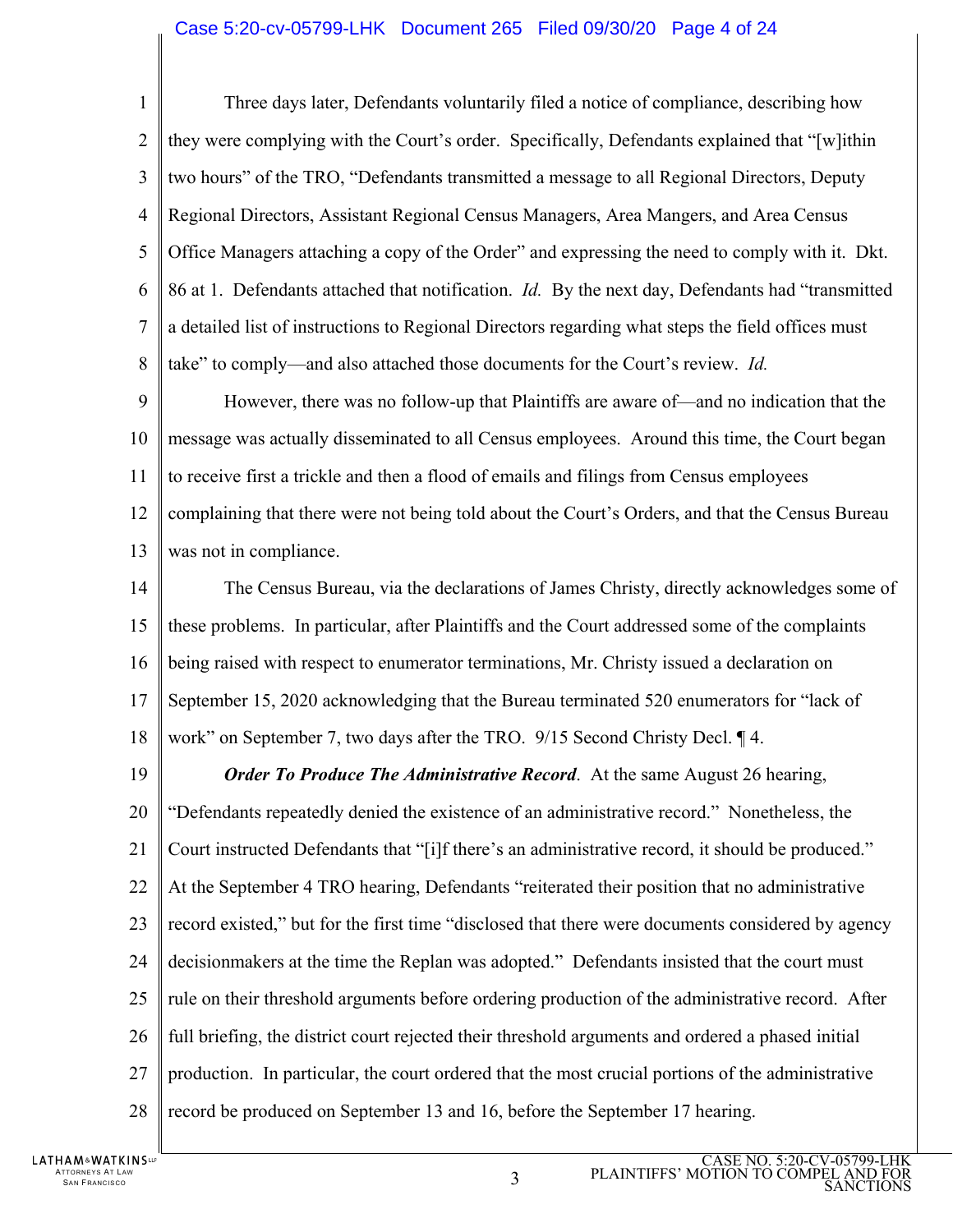Three days later, Defendants voluntarily filed a notice of compliance, describing how they were complying with the Court's order. Specifically, Defendants explained that "[w]ithin two hours" of the TRO, "Defendants transmitted a message to all Regional Directors, Deputy Regional Directors, Assistant Regional Census Managers, Area Mangers, and Area Census Office Managers attaching a copy of the Order" and expressing the need to comply with it. Dkt. 86 at 1. Defendants attached that notification. *Id.* By the next day, Defendants had "transmitted a detailed list of instructions to Regional Directors regarding what steps the field offices must take" to comply—and also attached those documents for the Court's review. *Id.*

However, there was no follow-up that Plaintiffs are aware of—and no indication that the message was actually disseminated to all Census employees. Around this time, the Court began to receive first a trickle and then a flood of emails and filings from Census employees complaining that there were not being told about the Court's Orders, and that the Census Bureau was not in compliance.

The Census Bureau, via the declarations of James Christy, directly acknowledges some of these problems. In particular, after Plaintiffs and the Court addressed some of the complaints being raised with respect to enumerator terminations, Mr. Christy issued a declaration on September 15, 2020 acknowledging that the Bureau terminated 520 enumerators for "lack of work" on September 7, two days after the TRO. 9/15 Second Christy Decl. ¶ 4.

***Order To Produce The Administrative Record***. At the same August 26 hearing, "Defendants repeatedly denied the existence of an administrative record." Nonetheless, the Court instructed Defendants that "[i]f there's an administrative record, it should be produced." At the September 4 TRO hearing, Defendants "reiterated their position that no administrative record existed," but for the first time "disclosed that there were documents considered by agency decisionmakers at the time the Replan was adopted." Defendants insisted that the court must rule on their threshold arguments before ordering production of the administrative record. After full briefing, the district court rejected their threshold arguments and ordered a phased initial production. In particular, the court ordered that the most crucial portions of the administrative record be produced on September 13 and 16, before the September 17 hearing.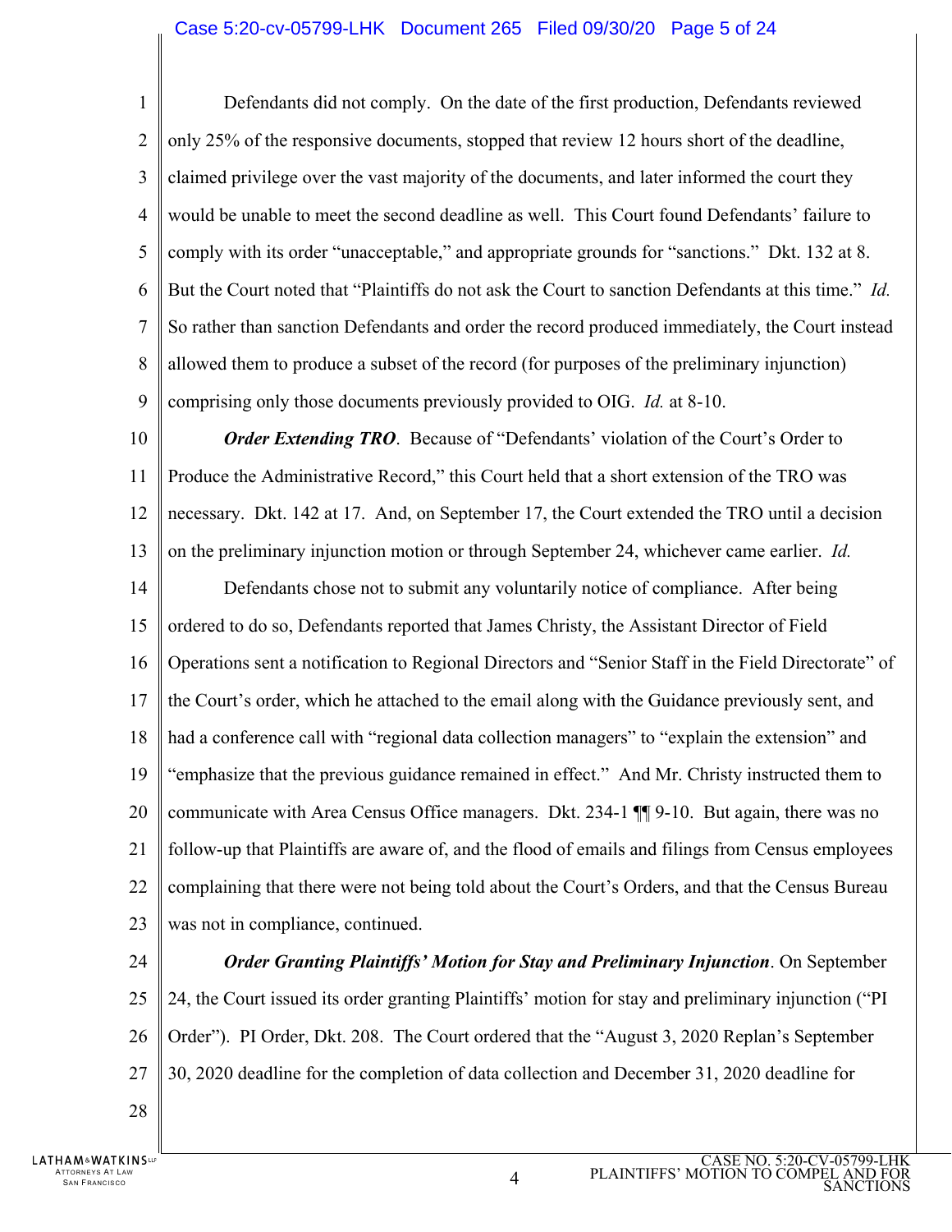Defendants did not comply. On the date of the first production, Defendants reviewed only 25% of the responsive documents, stopped that review 12 hours short of the deadline, claimed privilege over the vast majority of the documents, and later informed the court they would be unable to meet the second deadline as well. This Court found Defendants' failure to comply with its order "unacceptable," and appropriate grounds for "sanctions." Dkt. 132 at 8. But the Court noted that "Plaintiffs do not ask the Court to sanction Defendants at this time." *Id.* So rather than sanction Defendants and order the record produced immediately, the Court instead allowed them to produce a subset of the record (for purposes of the preliminary injunction) comprising only those documents previously provided to OIG. *Id.* at 8-10.

***Order Extending TRO***. Because of "Defendants' violation of the Court's Order to Produce the Administrative Record," this Court held that a short extension of the TRO was necessary. Dkt. 142 at 17. And, on September 17, the Court extended the TRO until a decision on the preliminary injunction motion or through September 24, whichever came earlier. *Id.*

Defendants chose not to submit any voluntarily notice of compliance. After being ordered to do so, Defendants reported that James Christy, the Assistant Director of Field Operations sent a notification to Regional Directors and "Senior Staff in the Field Directorate" of the Court's order, which he attached to the email along with the Guidance previously sent, and had a conference call with "regional data collection managers" to "explain the extension" and "emphasize that the previous guidance remained in effect." And Mr. Christy instructed them to communicate with Area Census Office managers. Dkt. 234-1 ¶¶ 9-10. But again, there was no follow-up that Plaintiffs are aware of, and the flood of emails and filings from Census employees complaining that there were not being told about the Court's Orders, and that the Census Bureau was not in compliance, continued.

***Order Granting Plaintiffs' Motion for Stay and Preliminary Injunction***. On September 24, the Court issued its order granting Plaintiffs' motion for stay and preliminary injunction ("PI Order"). PI Order, Dkt. 208. The Court ordered that the "August 3, 2020 Replan's September 30, 2020 deadline for the completion of data collection and December 31, 2020 deadline for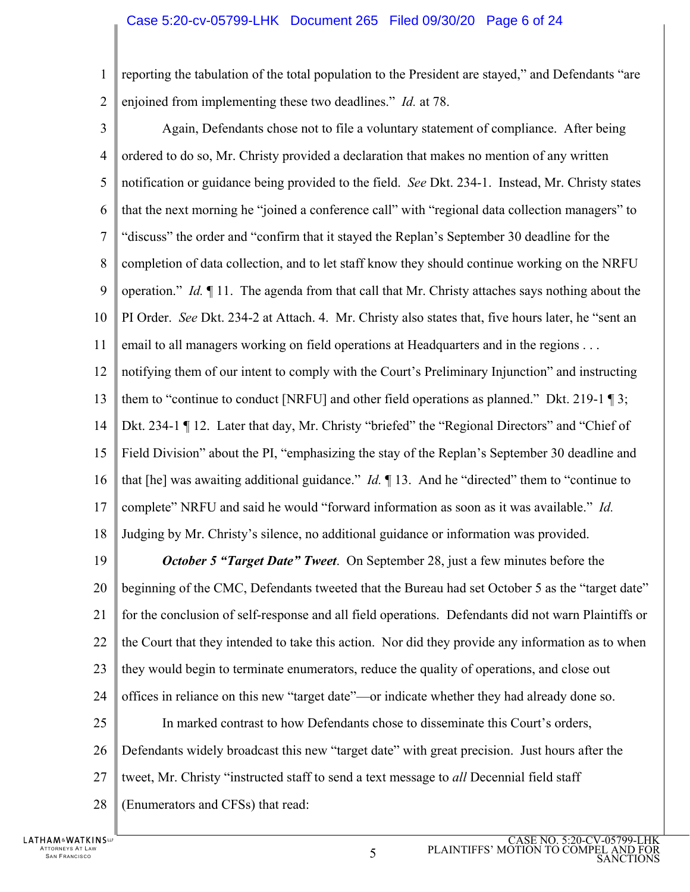reporting the tabulation of the total population to the President are stayed," and Defendants "are enjoined from implementing these two deadlines." *Id.* at 78.

Again, Defendants chose not to file a voluntary statement of compliance. After being ordered to do so, Mr. Christy provided a declaration that makes no mention of any written notification or guidance being provided to the field. *See* Dkt. 234-1. Instead, Mr. Christy states that the next morning he "joined a conference call" with "regional data collection managers" to "discuss" the order and "confirm that it stayed the Replan's September 30 deadline for the completion of data collection, and to let staff know they should continue working on the NRFU operation." *Id.* ¶ 11. The agenda from that call that Mr. Christy attaches says nothing about the PI Order. *See* Dkt. 234-2 at Attach. 4. Mr. Christy also states that, five hours later, he "sent an email to all managers working on field operations at Headquarters and in the regions . . . notifying them of our intent to comply with the Court's Preliminary Injunction" and instructing them to "continue to conduct [NRFU] and other field operations as planned." Dkt. 219-1 ¶ 3; Dkt. 234-1 ¶ 12. Later that day, Mr. Christy "briefed" the "Regional Directors" and "Chief of Field Division" about the PI, "emphasizing the stay of the Replan's September 30 deadline and that [he] was awaiting additional guidance." *Id.* ¶ 13. And he "directed" them to "continue to complete" NRFU and said he would "forward information as soon as it was available." *Id.* Judging by Mr. Christy's silence, no additional guidance or information was provided.

***October 5 "Target Date" Tweet***. On September 28, just a few minutes before the beginning of the CMC, Defendants tweeted that the Bureau had set October 5 as the "target date" for the conclusion of self-response and all field operations. Defendants did not warn Plaintiffs or the Court that they intended to take this action. Nor did they provide any information as to when they would begin to terminate enumerators, reduce the quality of operations, and close out offices in reliance on this new "target date"—or indicate whether they had already done so.

In marked contrast to how Defendants chose to disseminate this Court's orders, Defendants widely broadcast this new "target date" with great precision. Just hours after the tweet, Mr. Christy "instructed staff to send a text message to *all* Decennial field staff (Enumerators and CFSs) that read: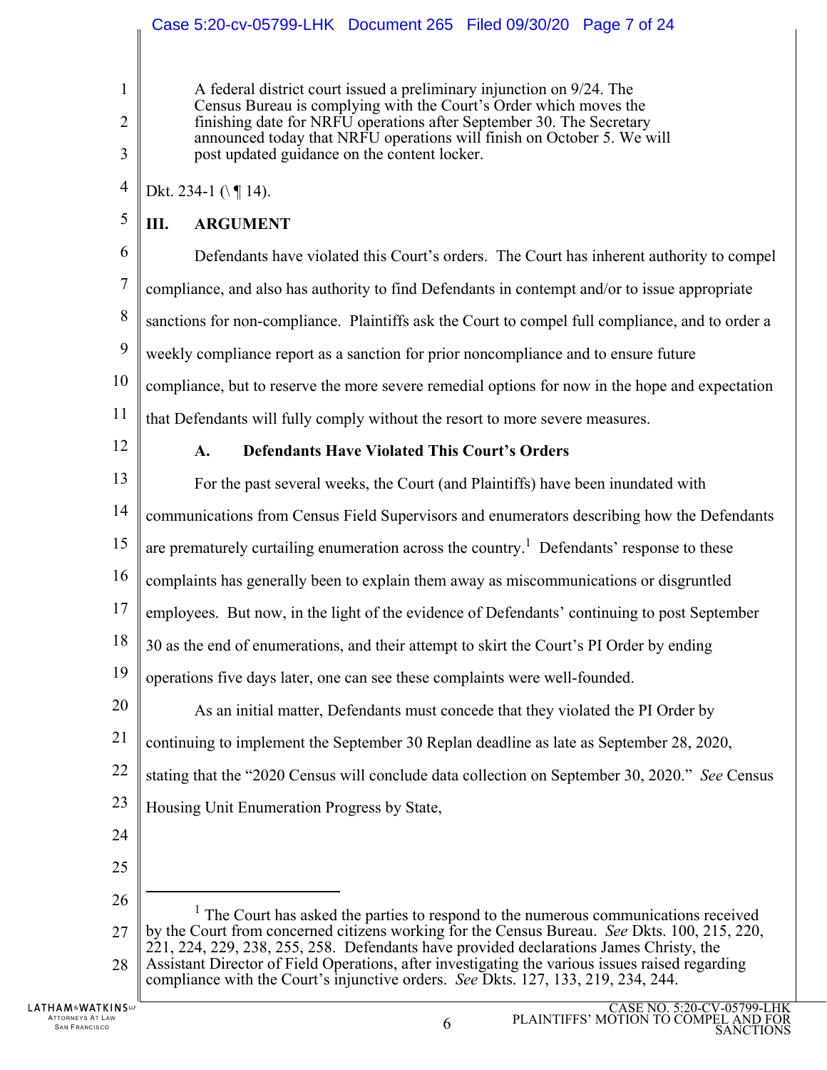> A federal district court issued a preliminary injunction on 9/24. The Census Bureau is complying with the Court's Order which moves the finishing date for NRFU operations after September 30. The Secretary announced today that NRFU operations will finish on October 5. We will post updated guidance on the content locker.

Dkt. 234-1 (\ ¶ 14).

## III. ARGUMENT

Defendants have violated this Court's orders. The Court has inherent authority to compel compliance, and also has authority to find Defendants in contempt and/or to issue appropriate sanctions for non-compliance. Plaintiffs ask the Court to compel full compliance, and to order a weekly compliance report as a sanction for prior noncompliance and to ensure future compliance, but to reserve the more severe remedial options for now in the hope and expectation that Defendants will fully comply without the resort to more severe measures.

### A. Defendants Have Violated This Court's Orders

For the past several weeks, the Court (and Plaintiffs) have been inundated with communications from Census Field Supervisors and enumerators describing how the Defendants are prematurely curtailing enumeration across the country.[1] Defendants' response to these complaints has generally been to explain them away as miscommunications or disgruntled employees. But now, in the light of the evidence of Defendants' continuing to post September 30 as the end of enumerations, and their attempt to skirt the Court's PI Order by ending operations five days later, one can see these complaints were well-founded.

As an initial matter, Defendants must concede that they violated the PI Order by continuing to implement the September 30 Replan deadline as late as September 28, 2020, stating that the "2020 Census will conclude data collection on September 30, 2020." *See* Census Housing Unit Enumeration Progress by State,

---

[1] The Court has asked the parties to respond to the numerous communications received by the Court from concerned citizens working for the Census Bureau. *See* Dkts. 100, 215, 220, 221, 224, 229, 238, 255, 258. Defendants have provided declarations James Christy, the Assistant Director of Field Operations, after investigating the various issues raised regarding compliance with the Court's injunctive orders. *See* Dkts. 127, 133, 219, 234, 244.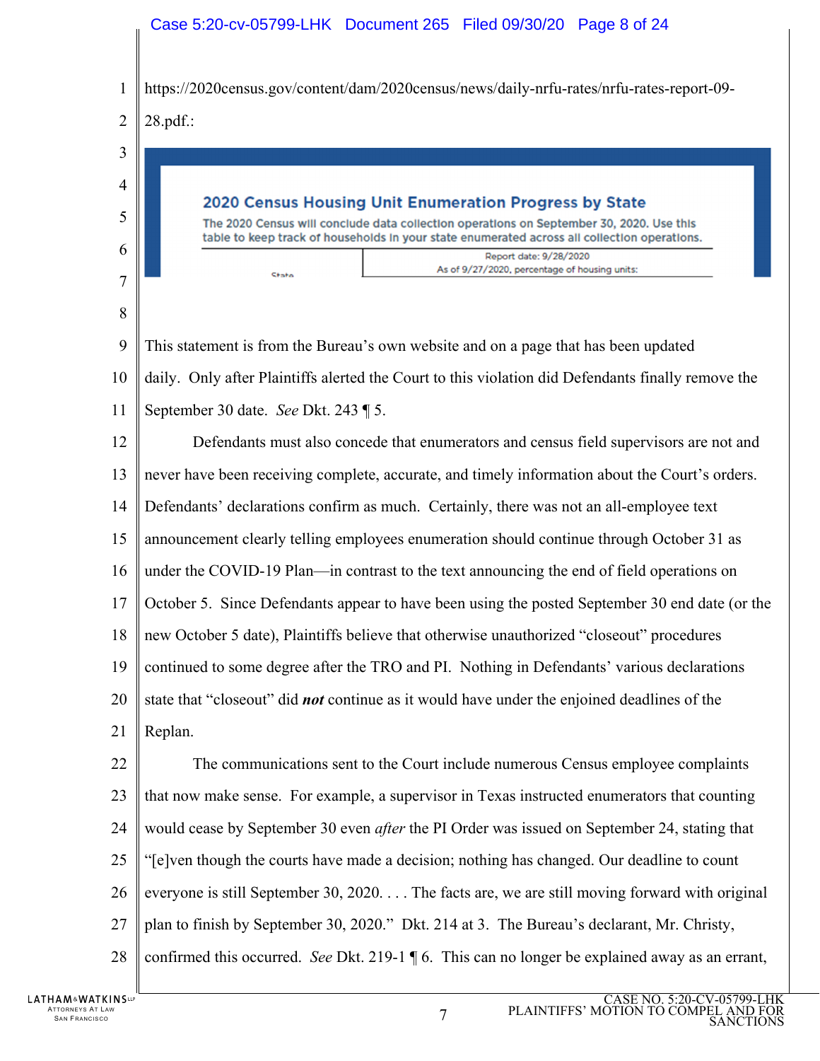https://2020census.gov/content/dam/2020census/news/daily-nrfu-rates/nrfu-rates-report-09-28.pdf.:

**2020 Census Housing Unit Enumeration Progress by State**

The 2020 Census will conclude data collection operations on September 30, 2020. Use this table to keep track of households in your state enumerated across all collection operations.

| State | Report date: 9/28/2020<br>As of 9/27/2020, percentage of housing units: |
|---|---|

This statement is from the Bureau's own website and on a page that has been updated daily. Only after Plaintiffs alerted the Court to this violation did Defendants finally remove the September 30 date. *See* Dkt. 243 ¶ 5.

Defendants must also concede that enumerators and census field supervisors are not and never have been receiving complete, accurate, and timely information about the Court's orders. Defendants' declarations confirm as much. Certainly, there was not an all-employee text announcement clearly telling employees enumeration should continue through October 31 as under the COVID-19 Plan—in contrast to the text announcing the end of field operations on October 5. Since Defendants appear to have been using the posted September 30 end date (or the new October 5 date), Plaintiffs believe that otherwise unauthorized "closeout" procedures continued to some degree after the TRO and PI. Nothing in Defendants' various declarations state that "closeout" did ***not*** continue as it would have under the enjoined deadlines of the Replan.

The communications sent to the Court include numerous Census employee complaints that now make sense. For example, a supervisor in Texas instructed enumerators that counting would cease by September 30 even *after* the PI Order was issued on September 24, stating that "[e]ven though the courts have made a decision; nothing has changed. Our deadline to count everyone is still September 30, 2020. . . . The facts are, we are still moving forward with original plan to finish by September 30, 2020." Dkt. 214 at 3. The Bureau's declarant, Mr. Christy, confirmed this occurred. *See* Dkt. 219-1 ¶ 6. This can no longer be explained away as an errant,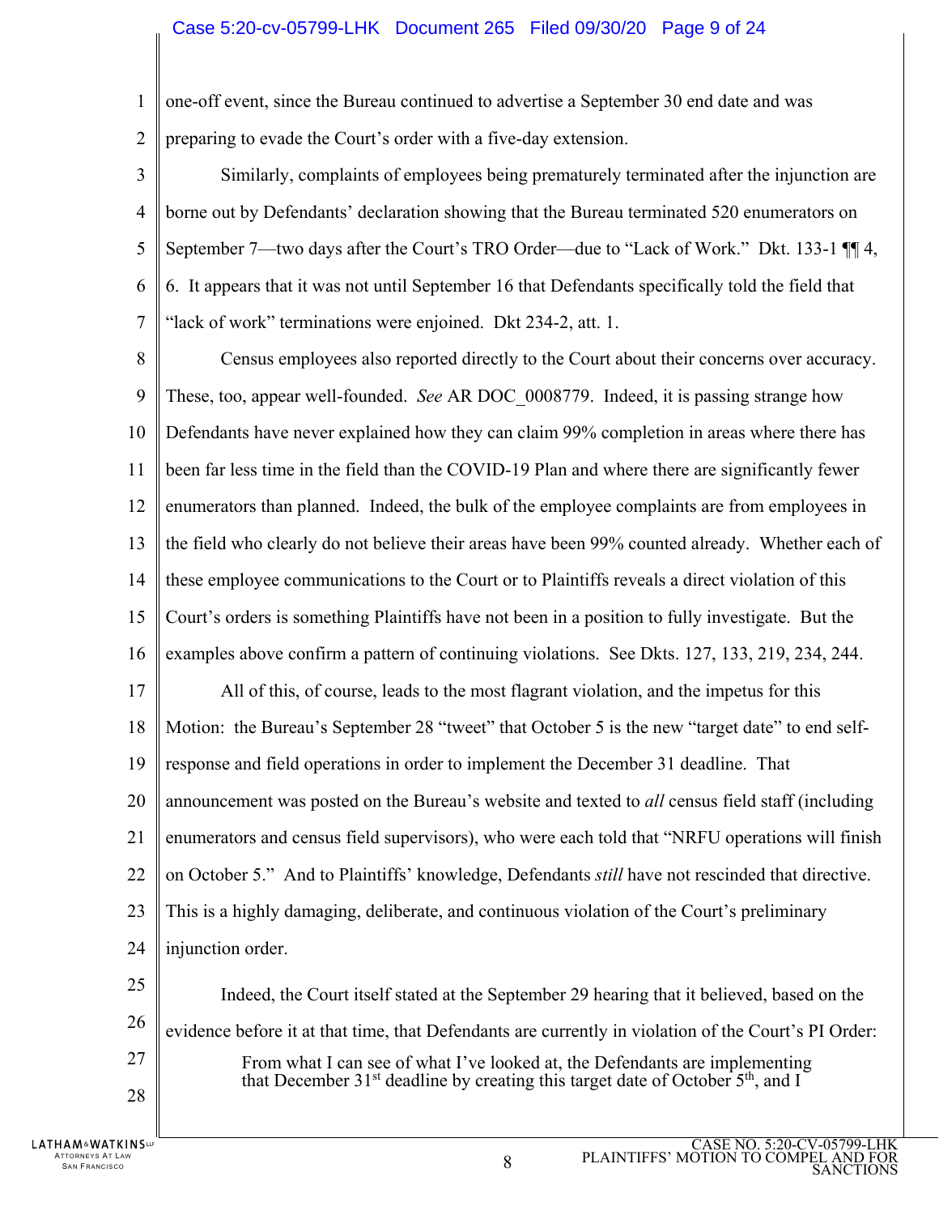one-off event, since the Bureau continued to advertise a September 30 end date and was preparing to evade the Court's order with a five-day extension.

Similarly, complaints of employees being prematurely terminated after the injunction are borne out by Defendants' declaration showing that the Bureau terminated 520 enumerators on September 7—two days after the Court's TRO Order—due to "Lack of Work." Dkt. 133-1 ¶¶ 4, 6. It appears that it was not until September 16 that Defendants specifically told the field that "lack of work" terminations were enjoined. Dkt 234-2, att. 1.

Census employees also reported directly to the Court about their concerns over accuracy. These, too, appear well-founded. *See* AR DOC_0008779. Indeed, it is passing strange how Defendants have never explained how they can claim 99% completion in areas where there has been far less time in the field than the COVID-19 Plan and where there are significantly fewer enumerators than planned. Indeed, the bulk of the employee complaints are from employees in the field who clearly do not believe their areas have been 99% counted already. Whether each of these employee communications to the Court or to Plaintiffs reveals a direct violation of this Court's orders is something Plaintiffs have not been in a position to fully investigate. But the examples above confirm a pattern of continuing violations. See Dkts. 127, 133, 219, 234, 244.

All of this, of course, leads to the most flagrant violation, and the impetus for this Motion: the Bureau's September 28 "tweet" that October 5 is the new "target date" to end self-response and field operations in order to implement the December 31 deadline. That announcement was posted on the Bureau's website and texted to *all* census field staff (including enumerators and census field supervisors), who were each told that "NRFU operations will finish on October 5." And to Plaintiffs' knowledge, Defendants *still* have not rescinded that directive. This is a highly damaging, deliberate, and continuous violation of the Court's preliminary injunction order.

Indeed, the Court itself stated at the September 29 hearing that it believed, based on the evidence before it at that time, that Defendants are currently in violation of the Court's PI Order:

> From what I can see of what I've looked at, the Defendants are implementing that December 31st deadline by creating this target date of October 5th, and I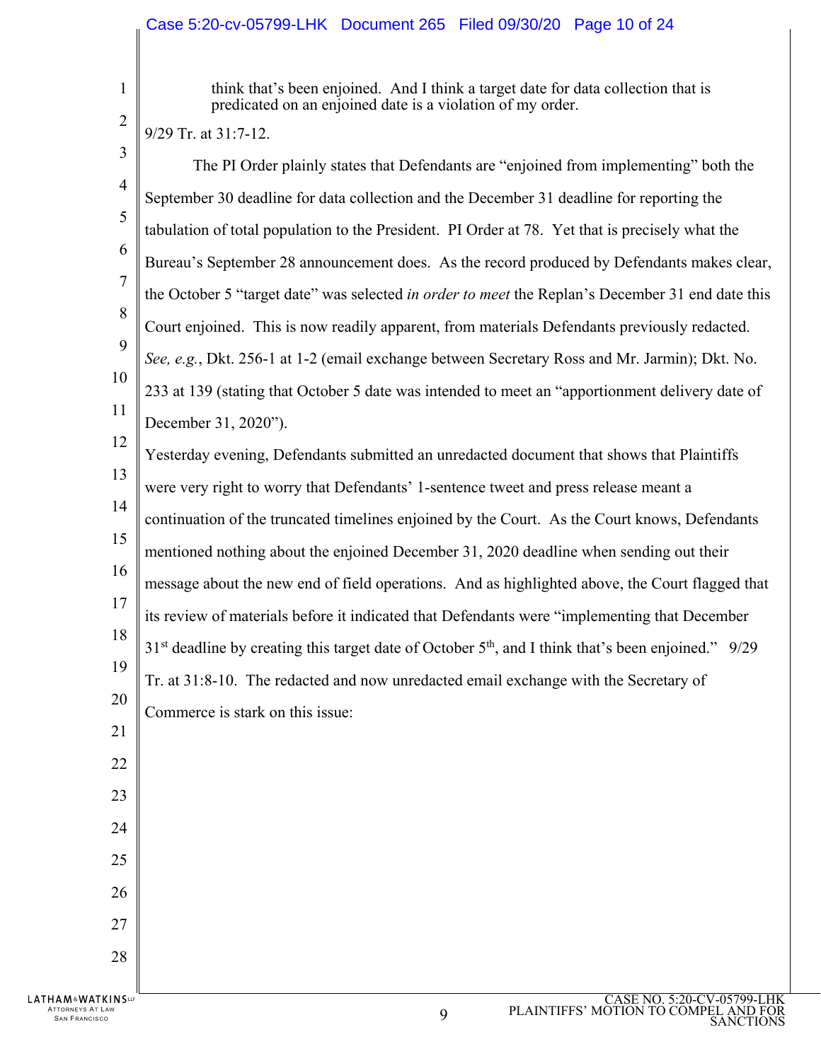> think that's been enjoined. And I think a target date for data collection that is predicated on an enjoined date is a violation of my order.

9/29 Tr. at 31:7-12.

The PI Order plainly states that Defendants are "enjoined from implementing" both the September 30 deadline for data collection and the December 31 deadline for reporting the tabulation of total population to the President. PI Order at 78. Yet that is precisely what the Bureau's September 28 announcement does. As the record produced by Defendants makes clear, the October 5 "target date" was selected *in order to meet* the Replan's December 31 end date this Court enjoined. This is now readily apparent, from materials Defendants previously redacted. *See, e.g.*, Dkt. 256-1 at 1-2 (email exchange between Secretary Ross and Mr. Jarmin); Dkt. No. 233 at 139 (stating that October 5 date was intended to meet an "apportionment delivery date of December 31, 2020").

Yesterday evening, Defendants submitted an unredacted document that shows that Plaintiffs were very right to worry that Defendants' 1-sentence tweet and press release meant a continuation of the truncated timelines enjoined by the Court. As the Court knows, Defendants mentioned nothing about the enjoined December 31, 2020 deadline when sending out their message about the new end of field operations. And as highlighted above, the Court flagged that its review of materials before it indicated that Defendants were "implementing that December 31st deadline by creating this target date of October 5th, and I think that's been enjoined." 9/29 Tr. at 31:8-10. The redacted and now unredacted email exchange with the Secretary of Commerce is stark on this issue: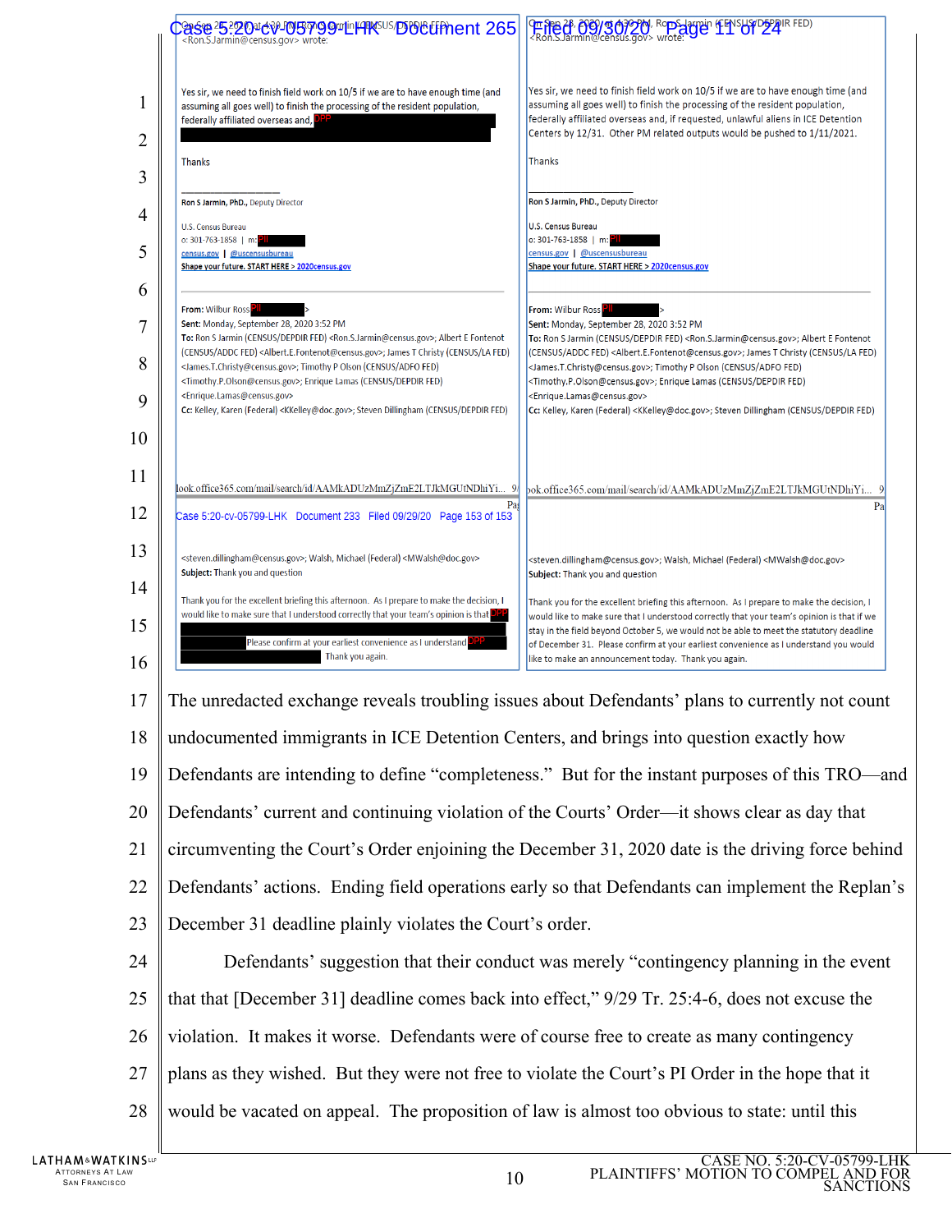| On Sep 28, 2020, at 4:30 PM, Ron S Jarmin (CENSUS/DEPDIR FED) <Ron.S.Jarmin@census.gov> wrote: | On Sep 28, 2020, at 4:30 PM, Ron S Jarmin (CENSUS/DEPDIR FED) <Ron.S.Jarmin@census.gov> wrote: |
|---|---|
| Yes sir, we need to finish field work on 10/5 if we are to have enough time (and assuming all goes well) to finish the processing of the resident population, federally affiliated overseas and, DPP [redacted] | Yes sir, we need to finish field work on 10/5 if we are to have enough time (and assuming all goes well) to finish the processing of the resident population, federally affiliated overseas and, if requested, unlawful aliens in ICE Detention Centers by 12/31. Other PM related outputs would be pushed to 1/11/2021. |
| Thanks | Thanks |
| Ron S Jarmin, PhD., Deputy Director<br>U.S. Census Bureau<br>o: 301-763-1858 \| m: PII [redacted]<br>census.gov \| @uscensusbureau<br>Shape your future. START HERE > 2020census.gov | Ron S Jarmin, PhD., Deputy Director<br>U.S. Census Bureau<br>o: 301-763-1858 \| m: PII [redacted]<br>census.gov \| @uscensusbureau<br>Shape your future. START HERE > 2020census.gov |
| From: Wilbur Ross PII [redacted]<br>Sent: Monday, September 28, 2020 3:52 PM<br>To: Ron S Jarmin (CENSUS/DEPDIR FED) <Ron.S.Jarmin@census.gov>; Albert E Fontenot (CENSUS/ADDC FED) <Albert.E.Fontenot@census.gov>; James T Christy (CENSUS/LA FED) <James.T.Christy@census.gov>; Timothy P Olson (CENSUS/ADFO FED) <Timothy.P.Olson@census.gov>; Enrique Lamas (CENSUS/DEPDIR FED) <Enrique.Lamas@census.gov><br>Cc: Kelley, Karen (Federal) <KKelley@doc.gov>; Steven Dillingham (CENSUS/DEPDIR FED) | From: Wilbur Ross PII [redacted]<br>Sent: Monday, September 28, 2020 3:52 PM<br>To: Ron S Jarmin (CENSUS/DEPDIR FED) <Ron.S.Jarmin@census.gov>; Albert E Fontenot (CENSUS/ADDC FED) <Albert.E.Fontenot@census.gov>; James T Christy (CENSUS/LA FED) <James.T.Christy@census.gov>; Timothy P Olson (CENSUS/ADFO FED) <Timothy.P.Olson@census.gov>; Enrique Lamas (CENSUS/DEPDIR FED) <Enrique.Lamas@census.gov><br>Cc: Kelley, Karen (Federal) <KKelley@doc.gov>; Steven Dillingham (CENSUS/DEPDIR FED) |
| <steven.dillingham@census.gov>; Walsh, Michael (Federal) <MWalsh@doc.gov><br>Subject: Thank you and question | <steven.dillingham@census.gov>; Walsh, Michael (Federal) <MWalsh@doc.gov><br>Subject: Thank you and question |
| Thank you for the excellent briefing this afternoon. As I prepare to make the decision, I would like to make sure that I understood correctly that your team's opinion is that DPP [redacted] Please confirm at your earliest convenience as I understand DPP [redacted] Thank you again. | Thank you for the excellent briefing this afternoon. As I prepare to make the decision, I would like to make sure that I understood correctly that your team's opinion is that if we stay in the field beyond October 5, we would not be able to meet the statutory deadline of December 31. Please confirm at your earliest convenience as I understand you would like to make an announcement today. Thank you again. |

The unredacted exchange reveals troubling issues about Defendants' plans to currently not count undocumented immigrants in ICE Detention Centers, and brings into question exactly how Defendants are intending to define "completeness." But for the instant purposes of this TRO—and Defendants' current and continuing violation of the Courts' Order—it shows clear as day that circumventing the Court's Order enjoining the December 31, 2020 date is the driving force behind Defendants' actions. Ending field operations early so that Defendants can implement the Replan's December 31 deadline plainly violates the Court's order.

Defendants' suggestion that their conduct was merely "contingency planning in the event that that [December 31] deadline comes back into effect," 9/29 Tr. 25:4-6, does not excuse the violation. It makes it worse. Defendants were of course free to create as many contingency plans as they wished. But they were not free to violate the Court's PI Order in the hope that it would be vacated on appeal. The proposition of law is almost too obvious to state: until this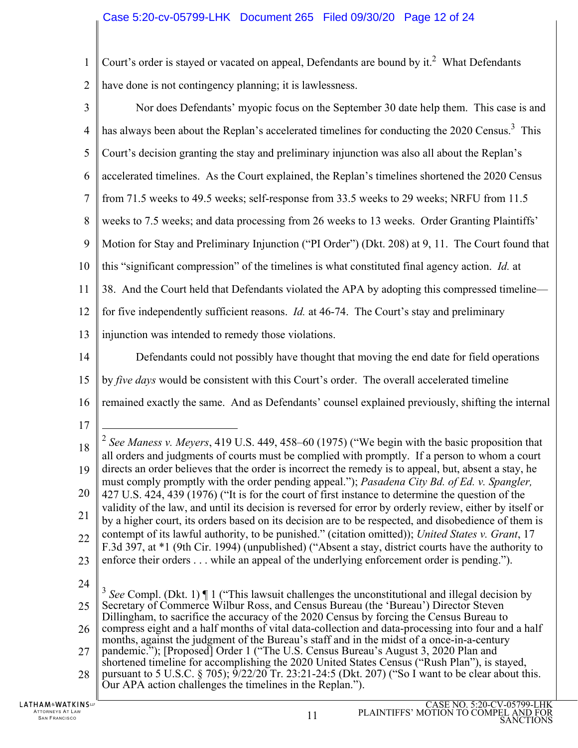Court's order is stayed or vacated on appeal, Defendants are bound by it.[2] What Defendants have done is not contingency planning; it is lawlessness.

Nor does Defendants' myopic focus on the September 30 date help them. This case is and has always been about the Replan's accelerated timelines for conducting the 2020 Census.[3] This Court's decision granting the stay and preliminary injunction was also all about the Replan's accelerated timelines. As the Court explained, the Replan's timelines shortened the 2020 Census from 71.5 weeks to 49.5 weeks; self-response from 33.5 weeks to 29 weeks; NRFU from 11.5 weeks to 7.5 weeks; and data processing from 26 weeks to 13 weeks. Order Granting Plaintiffs' Motion for Stay and Preliminary Injunction ("PI Order") (Dkt. 208) at 9, 11. The Court found that this "significant compression" of the timelines is what constituted final agency action. *Id.* at 38. And the Court held that Defendants violated the APA by adopting this compressed timeline—for five independently sufficient reasons. *Id.* at 46-74. The Court's stay and preliminary injunction was intended to remedy those violations.

Defendants could not possibly have thought that moving the end date for field operations by *five days* would be consistent with this Court's order. The overall accelerated timeline remained exactly the same. And as Defendants' counsel explained previously, shifting the internal

---

[2] *See Maness v. Meyers*, 419 U.S. 449, 458–60 (1975) ("We begin with the basic proposition that all orders and judgments of courts must be complied with promptly. If a person to whom a court directs an order believes that the order is incorrect the remedy is to appeal, but, absent a stay, he must comply promptly with the order pending appeal."); *Pasadena City Bd. of Ed. v. Spangler,* 427 U.S. 424, 439 (1976) ("It is for the court of first instance to determine the question of the validity of the law, and until its decision is reversed for error by orderly review, either by itself or by a higher court, its orders based on its decision are to be respected, and disobedience of them is contempt of its lawful authority, to be punished." (citation omitted)); *United States v. Grant*, 17 F.3d 397, at *1 (9th Cir. 1994) (unpublished) ("Absent a stay, district courts have the authority to enforce their orders . . . while an appeal of the underlying enforcement order is pending.").

[3] *See* Compl. (Dkt. 1) ¶ 1 ("This lawsuit challenges the unconstitutional and illegal decision by Secretary of Commerce Wilbur Ross, and Census Bureau (the 'Bureau') Director Steven Dillingham, to sacrifice the accuracy of the 2020 Census by forcing the Census Bureau to compress eight and a half months of vital data-collection and data-processing into four and a half months, against the judgment of the Bureau's staff and in the midst of a once-in-a-century pandemic."); [Proposed] Order 1 ("The U.S. Census Bureau's August 3, 2020 Plan and shortened timeline for accomplishing the 2020 United States Census ("Rush Plan"), is stayed, pursuant to 5 U.S.C. § 705); 9/22/20 Tr. 23:21-24:5 (Dkt. 207) ("So I want to be clear about this. Our APA action challenges the timelines in the Replan.").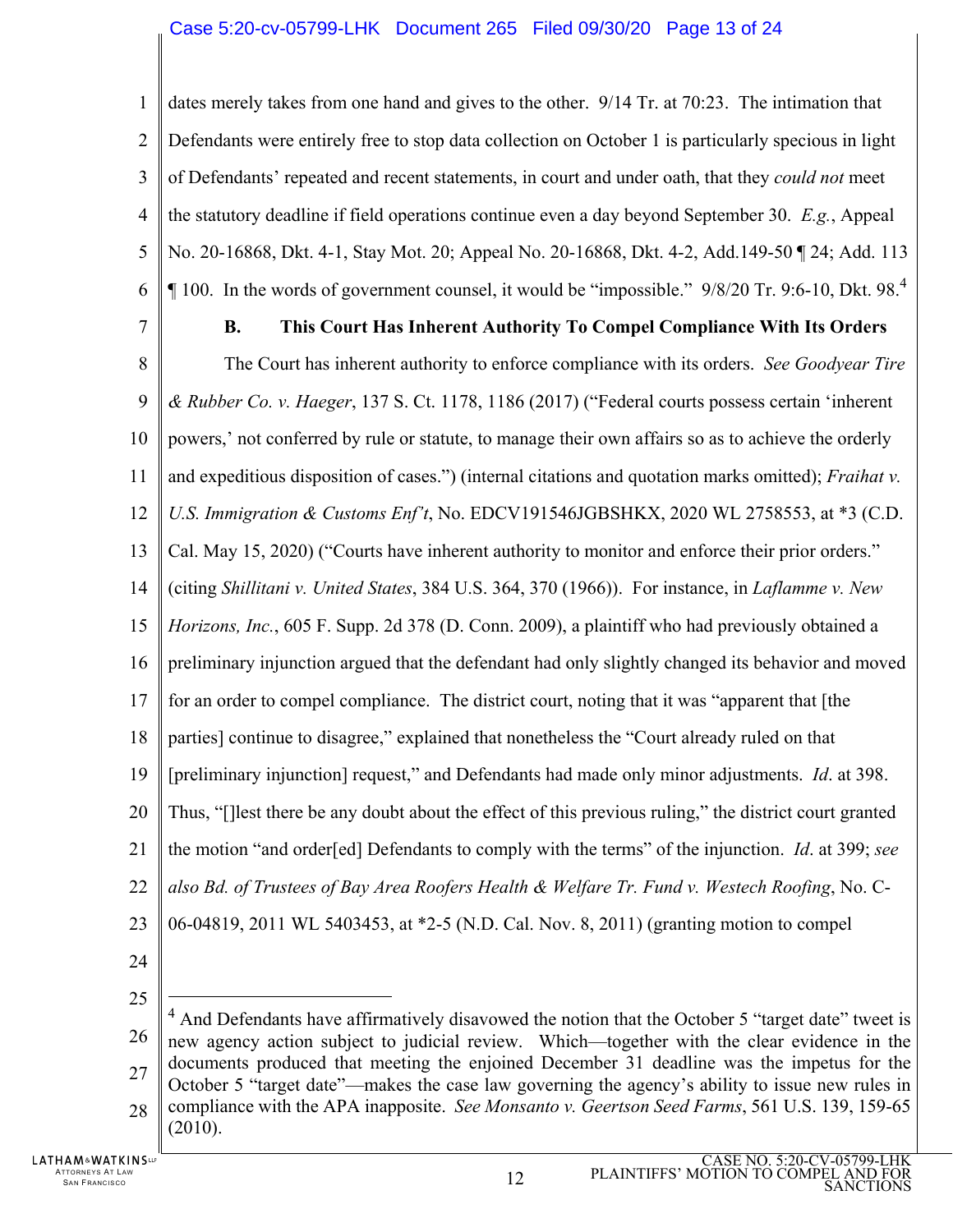dates merely takes from one hand and gives to the other. 9/14 Tr. at 70:23. The intimation that Defendants were entirely free to stop data collection on October 1 is particularly specious in light of Defendants' repeated and recent statements, in court and under oath, that they *could not* meet the statutory deadline if field operations continue even a day beyond September 30. *E.g.*, Appeal No. 20-16868, Dkt. 4-1, Stay Mot. 20; Appeal No. 20-16868, Dkt. 4-2, Add.149-50 ¶ 24; Add. 113 ¶ 100. In the words of government counsel, it would be "impossible." 9/8/20 Tr. 9:6-10, Dkt. 98.[4]

### B. This Court Has Inherent Authority To Compel Compliance With Its Orders

The Court has inherent authority to enforce compliance with its orders. *See Goodyear Tire & Rubber Co. v. Haeger*, 137 S. Ct. 1178, 1186 (2017) ("Federal courts possess certain 'inherent powers,' not conferred by rule or statute, to manage their own affairs so as to achieve the orderly and expeditious disposition of cases.") (internal citations and quotation marks omitted); *Fraihat v. U.S. Immigration & Customs Enf't*, No. EDCV191546JGBSHKX, 2020 WL 2758553, at *3 (C.D. Cal. May 15, 2020) ("Courts have inherent authority to monitor and enforce their prior orders." (citing *Shillitani v. United States*, 384 U.S. 364, 370 (1966)). For instance, in *Laflamme v. New Horizons, Inc.*, 605 F. Supp. 2d 378 (D. Conn. 2009), a plaintiff who had previously obtained a preliminary injunction argued that the defendant had only slightly changed its behavior and moved for an order to compel compliance. The district court, noting that it was "apparent that [the parties] continue to disagree," explained that nonetheless the "Court already ruled on that [preliminary injunction] request," and Defendants had made only minor adjustments. *Id*. at 398. Thus, "[]lest there be any doubt about the effect of this previous ruling," the district court granted the motion "and order[ed] Defendants to comply with the terms" of the injunction. *Id*. at 399; *see also Bd. of Trustees of Bay Area Roofers Health & Welfare Tr. Fund v. Westech Roofing*, No. C-06-04819, 2011 WL 5403453, at *2-5 (N.D. Cal. Nov. 8, 2011) (granting motion to compel

---

[4] And Defendants have affirmatively disavowed the notion that the October 5 "target date" tweet is new agency action subject to judicial review. Which—together with the clear evidence in the documents produced that meeting the enjoined December 31 deadline was the impetus for the October 5 "target date"—makes the case law governing the agency's ability to issue new rules in compliance with the APA inapposite. *See Monsanto v. Geertson Seed Farms*, 561 U.S. 139, 159-65 (2010).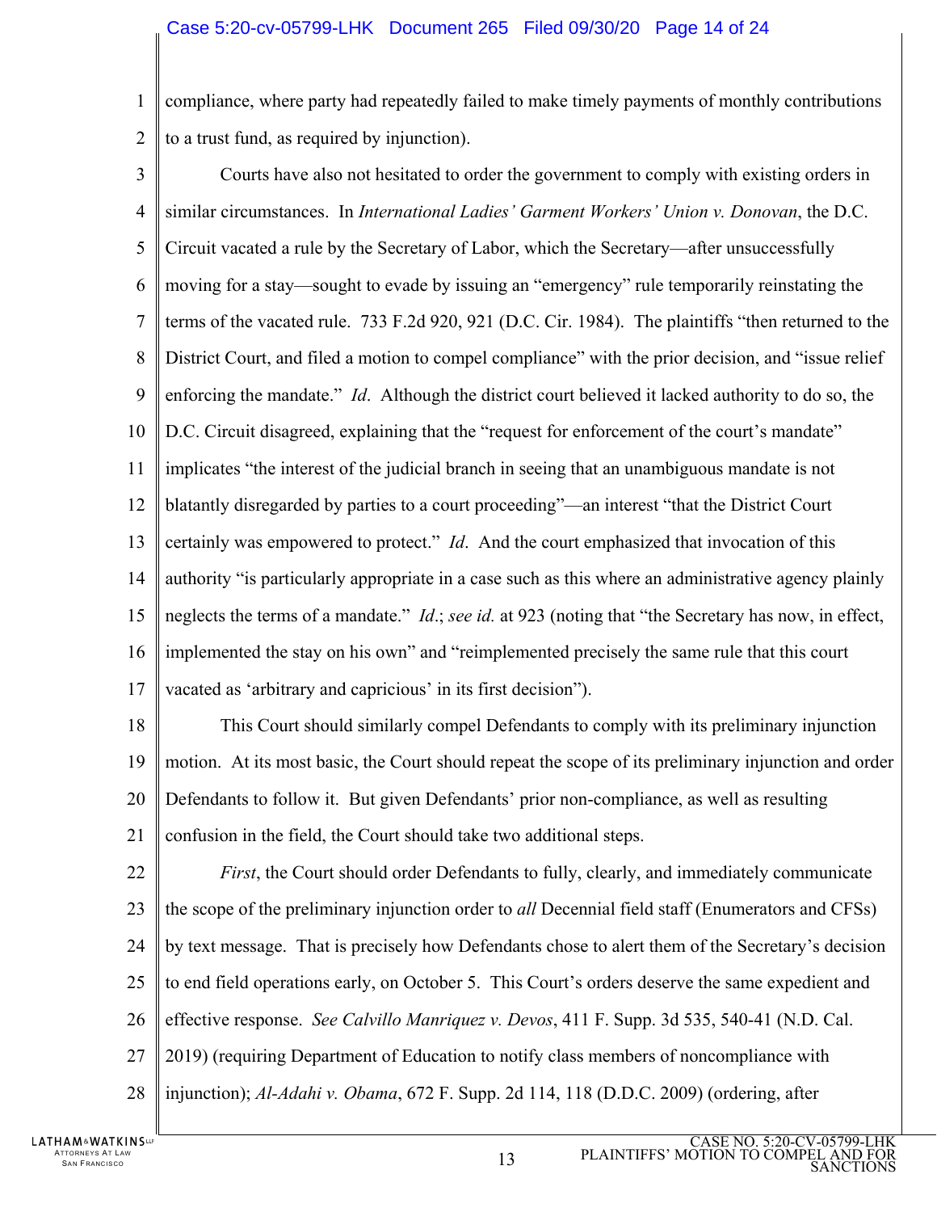compliance, where party had repeatedly failed to make timely payments of monthly contributions to a trust fund, as required by injunction).

Courts have also not hesitated to order the government to comply with existing orders in similar circumstances. In *International Ladies' Garment Workers' Union v. Donovan*, the D.C. Circuit vacated a rule by the Secretary of Labor, which the Secretary—after unsuccessfully moving for a stay—sought to evade by issuing an "emergency" rule temporarily reinstating the terms of the vacated rule. 733 F.2d 920, 921 (D.C. Cir. 1984). The plaintiffs "then returned to the District Court, and filed a motion to compel compliance" with the prior decision, and "issue relief enforcing the mandate." *Id*. Although the district court believed it lacked authority to do so, the D.C. Circuit disagreed, explaining that the "request for enforcement of the court's mandate" implicates "the interest of the judicial branch in seeing that an unambiguous mandate is not blatantly disregarded by parties to a court proceeding"—an interest "that the District Court certainly was empowered to protect." *Id*. And the court emphasized that invocation of this authority "is particularly appropriate in a case such as this where an administrative agency plainly neglects the terms of a mandate." *Id*.; *see id.* at 923 (noting that "the Secretary has now, in effect, implemented the stay on his own" and "reimplemented precisely the same rule that this court vacated as 'arbitrary and capricious' in its first decision").

This Court should similarly compel Defendants to comply with its preliminary injunction motion. At its most basic, the Court should repeat the scope of its preliminary injunction and order Defendants to follow it. But given Defendants' prior non-compliance, as well as resulting confusion in the field, the Court should take two additional steps.

*First*, the Court should order Defendants to fully, clearly, and immediately communicate the scope of the preliminary injunction order to *all* Decennial field staff (Enumerators and CFSs) by text message. That is precisely how Defendants chose to alert them of the Secretary's decision to end field operations early, on October 5. This Court's orders deserve the same expedient and effective response. *See Calvillo Manriquez v. Devos*, 411 F. Supp. 3d 535, 540-41 (N.D. Cal. 2019) (requiring Department of Education to notify class members of noncompliance with injunction); *Al-Adahi v. Obama*, 672 F. Supp. 2d 114, 118 (D.D.C. 2009) (ordering, after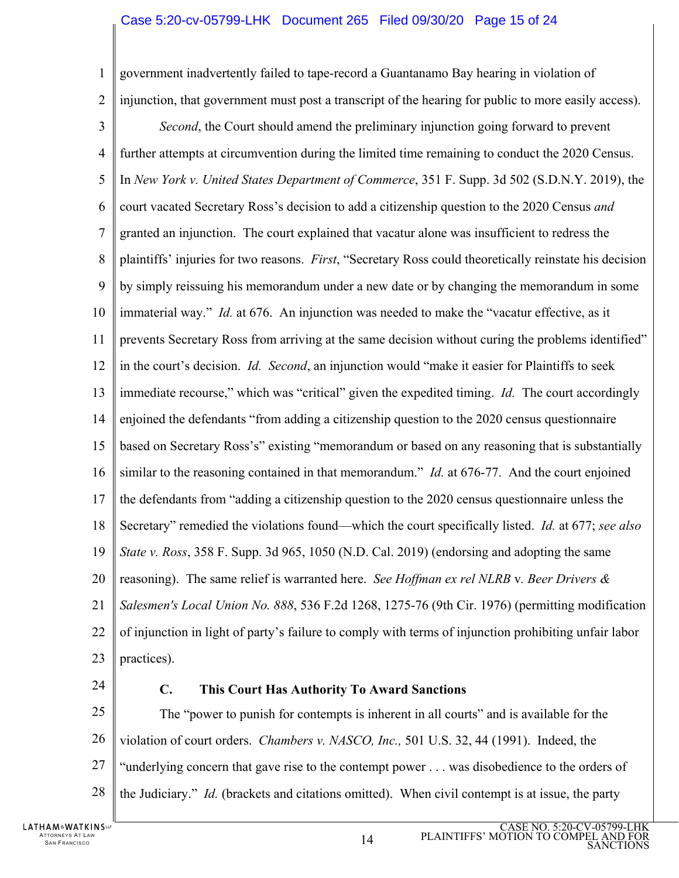government inadvertently failed to tape-record a Guantanamo Bay hearing in violation of injunction, that government must post a transcript of the hearing for public to more easily access).

*Second*, the Court should amend the preliminary injunction going forward to prevent further attempts at circumvention during the limited time remaining to conduct the 2020 Census. In *New York v. United States Department of Commerce*, 351 F. Supp. 3d 502 (S.D.N.Y. 2019), the court vacated Secretary Ross's decision to add a citizenship question to the 2020 Census *and* granted an injunction. The court explained that vacatur alone was insufficient to redress the plaintiffs' injuries for two reasons. *First*, "Secretary Ross could theoretically reinstate his decision by simply reissuing his memorandum under a new date or by changing the memorandum in some immaterial way." *Id.* at 676. An injunction was needed to make the "vacatur effective, as it prevents Secretary Ross from arriving at the same decision without curing the problems identified" in the court's decision. *Id.* *Second*, an injunction would "make it easier for Plaintiffs to seek immediate recourse," which was "critical" given the expedited timing. *Id.* The court accordingly enjoined the defendants "from adding a citizenship question to the 2020 census questionnaire based on Secretary Ross's" existing "memorandum or based on any reasoning that is substantially similar to the reasoning contained in that memorandum." *Id.* at 676-77. And the court enjoined the defendants from "adding a citizenship question to the 2020 census questionnaire unless the Secretary" remedied the violations found—which the court specifically listed. *Id.* at 677; *see also State v. Ross*, 358 F. Supp. 3d 965, 1050 (N.D. Cal. 2019) (endorsing and adopting the same reasoning). The same relief is warranted here. *See Hoffman ex rel NLRB* v. *Beer Drivers & Salesmen's Local Union No. 888*, 536 F.2d 1268, 1275-76 (9th Cir. 1976) (permitting modification of injunction in light of party's failure to comply with terms of injunction prohibiting unfair labor practices).

### C. This Court Has Authority To Award Sanctions

The "power to punish for contempts is inherent in all courts" and is available for the violation of court orders. *Chambers v. NASCO, Inc.,* 501 U.S. 32, 44 (1991). Indeed, the "underlying concern that gave rise to the contempt power . . . was disobedience to the orders of the Judiciary." *Id.* (brackets and citations omitted). When civil contempt is at issue, the party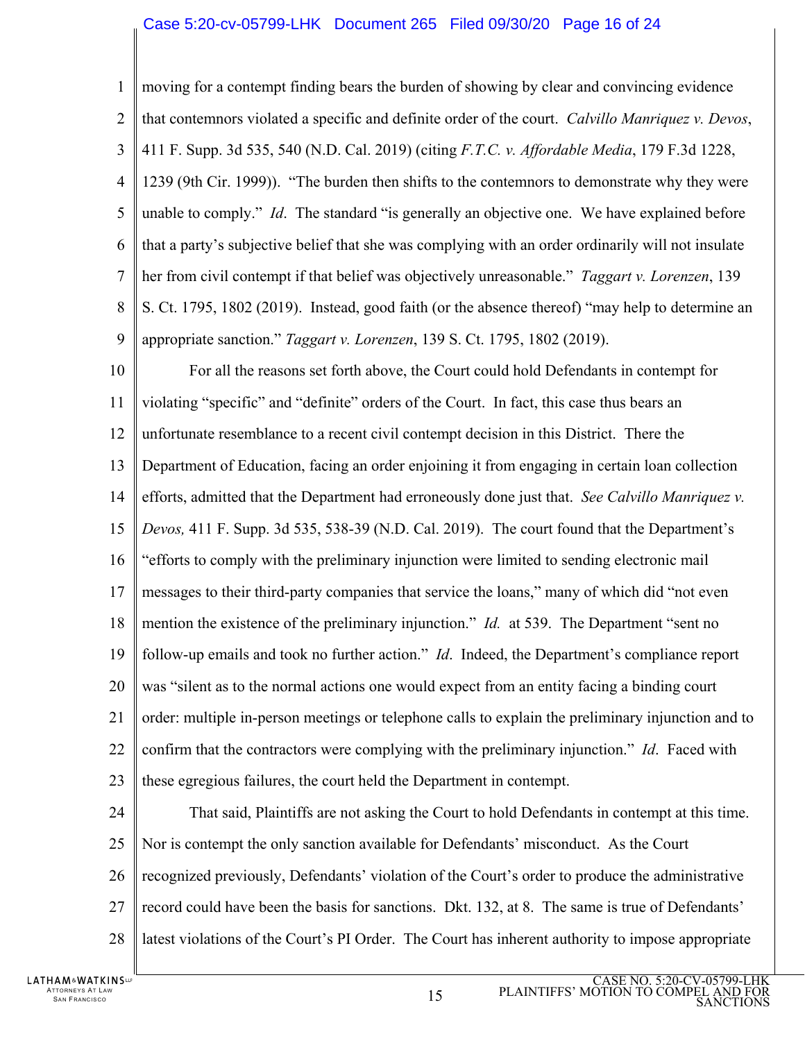moving for a contempt finding bears the burden of showing by clear and convincing evidence that contemnors violated a specific and definite order of the court. *Calvillo Manriquez v. Devos*, 411 F. Supp. 3d 535, 540 (N.D. Cal. 2019) (citing *F.T.C. v. Affordable Media*, 179 F.3d 1228, 1239 (9th Cir. 1999)). "The burden then shifts to the contemnors to demonstrate why they were unable to comply." *Id*. The standard "is generally an objective one. We have explained before that a party's subjective belief that she was complying with an order ordinarily will not insulate her from civil contempt if that belief was objectively unreasonable." *Taggart v. Lorenzen*, 139 S. Ct. 1795, 1802 (2019). Instead, good faith (or the absence thereof) "may help to determine an appropriate sanction." *Taggart v. Lorenzen*, 139 S. Ct. 1795, 1802 (2019).

For all the reasons set forth above, the Court could hold Defendants in contempt for violating "specific" and "definite" orders of the Court. In fact, this case thus bears an unfortunate resemblance to a recent civil contempt decision in this District. There the Department of Education, facing an order enjoining it from engaging in certain loan collection efforts, admitted that the Department had erroneously done just that. *See Calvillo Manriquez v. Devos,* 411 F. Supp. 3d 535, 538-39 (N.D. Cal. 2019). The court found that the Department's "efforts to comply with the preliminary injunction were limited to sending electronic mail messages to their third-party companies that service the loans," many of which did "not even mention the existence of the preliminary injunction." *Id.* at 539. The Department "sent no follow-up emails and took no further action." *Id*. Indeed, the Department's compliance report was "silent as to the normal actions one would expect from an entity facing a binding court order: multiple in-person meetings or telephone calls to explain the preliminary injunction and to confirm that the contractors were complying with the preliminary injunction." *Id*. Faced with these egregious failures, the court held the Department in contempt.

That said, Plaintiffs are not asking the Court to hold Defendants in contempt at this time. Nor is contempt the only sanction available for Defendants' misconduct. As the Court recognized previously, Defendants' violation of the Court's order to produce the administrative record could have been the basis for sanctions. Dkt. 132, at 8. The same is true of Defendants' latest violations of the Court's PI Order. The Court has inherent authority to impose appropriate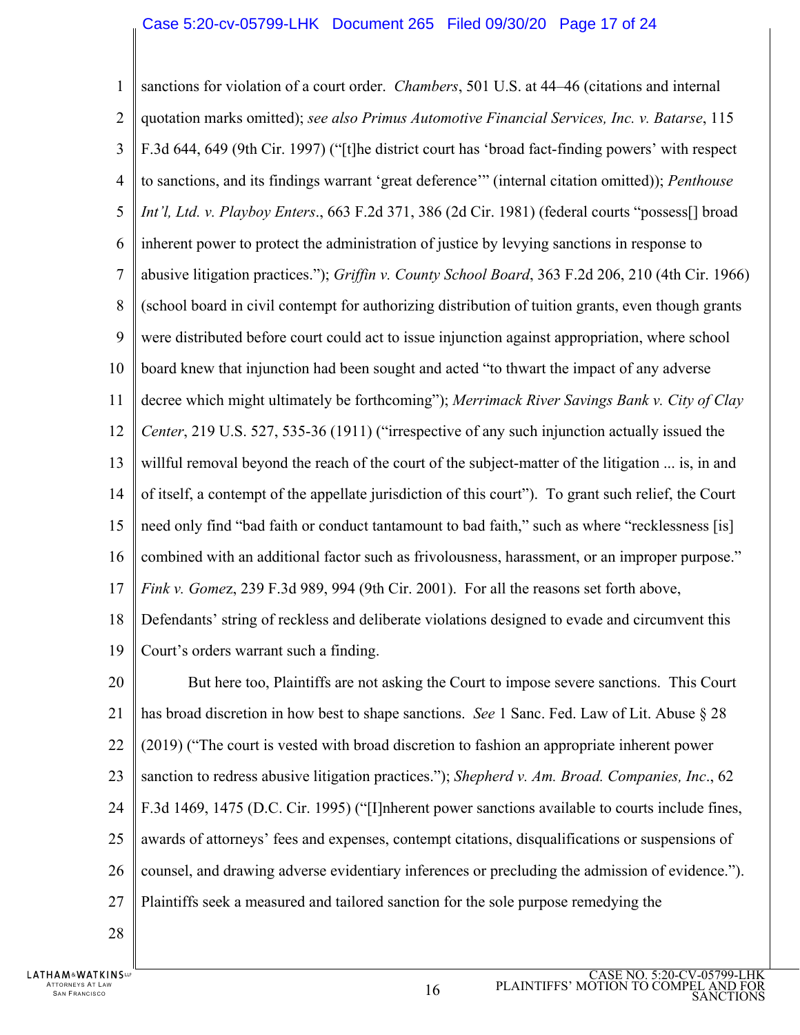sanctions for violation of a court order. *Chambers*, 501 U.S. at 44–46 (citations and internal quotation marks omitted); *see also Primus Automotive Financial Services, Inc. v. Batarse*, 115 F.3d 644, 649 (9th Cir. 1997) ("[t]he district court has 'broad fact-finding powers' with respect to sanctions, and its findings warrant 'great deference'" (internal citation omitted)); *Penthouse Int'l, Ltd. v. Playboy Enters*., 663 F.2d 371, 386 (2d Cir. 1981) (federal courts "possess[] broad inherent power to protect the administration of justice by levying sanctions in response to abusive litigation practices."); *Griffin v. County School Board*, 363 F.2d 206, 210 (4th Cir. 1966) (school board in civil contempt for authorizing distribution of tuition grants, even though grants were distributed before court could act to issue injunction against appropriation, where school board knew that injunction had been sought and acted "to thwart the impact of any adverse decree which might ultimately be forthcoming"); *Merrimack River Savings Bank v. City of Clay Center*, 219 U.S. 527, 535-36 (1911) ("irrespective of any such injunction actually issued the willful removal beyond the reach of the court of the subject-matter of the litigation ... is, in and of itself, a contempt of the appellate jurisdiction of this court"). To grant such relief, the Court need only find "bad faith or conduct tantamount to bad faith," such as where "recklessness [is] combined with an additional factor such as frivolousness, harassment, or an improper purpose." *Fink v. Gomez*, 239 F.3d 989, 994 (9th Cir. 2001). For all the reasons set forth above, Defendants' string of reckless and deliberate violations designed to evade and circumvent this Court's orders warrant such a finding.

But here too, Plaintiffs are not asking the Court to impose severe sanctions. This Court has broad discretion in how best to shape sanctions. *See* 1 Sanc. Fed. Law of Lit. Abuse § 28 (2019) ("The court is vested with broad discretion to fashion an appropriate inherent power sanction to redress abusive litigation practices."); *Shepherd v. Am. Broad. Companies, Inc*., 62 F.3d 1469, 1475 (D.C. Cir. 1995) ("[I]nherent power sanctions available to courts include fines, awards of attorneys' fees and expenses, contempt citations, disqualifications or suspensions of counsel, and drawing adverse evidentiary inferences or precluding the admission of evidence."). Plaintiffs seek a measured and tailored sanction for the sole purpose remedying the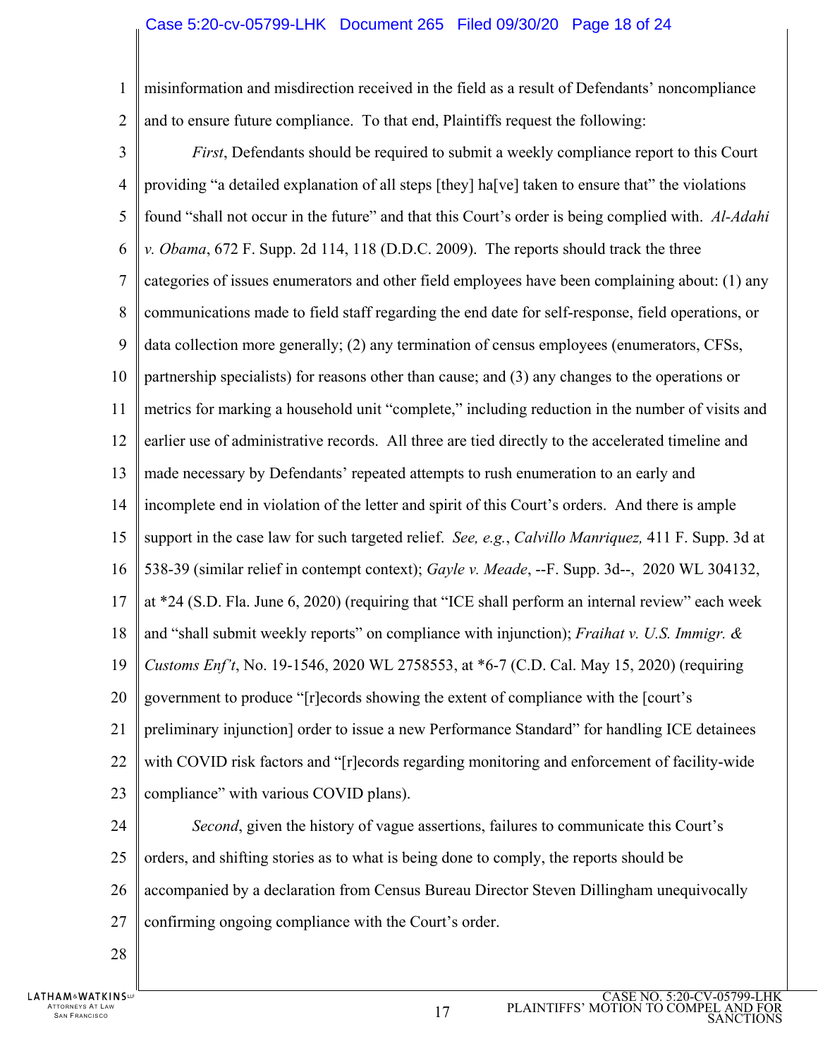misinformation and misdirection received in the field as a result of Defendants' noncompliance and to ensure future compliance. To that end, Plaintiffs request the following:

*First*, Defendants should be required to submit a weekly compliance report to this Court providing "a detailed explanation of all steps [they] ha[ve] taken to ensure that" the violations found "shall not occur in the future" and that this Court's order is being complied with. *Al-Adahi v. Obama*, 672 F. Supp. 2d 114, 118 (D.D.C. 2009). The reports should track the three categories of issues enumerators and other field employees have been complaining about: (1) any communications made to field staff regarding the end date for self-response, field operations, or data collection more generally; (2) any termination of census employees (enumerators, CFSs, partnership specialists) for reasons other than cause; and (3) any changes to the operations or metrics for marking a household unit "complete," including reduction in the number of visits and earlier use of administrative records. All three are tied directly to the accelerated timeline and made necessary by Defendants' repeated attempts to rush enumeration to an early and incomplete end in violation of the letter and spirit of this Court's orders. And there is ample support in the case law for such targeted relief. *See, e.g.*, *Calvillo Manriquez,* 411 F. Supp. 3d at 538-39 (similar relief in contempt context); *Gayle v. Meade*, --F. Supp. 3d--, 2020 WL 304132, at *24 (S.D. Fla. June 6, 2020) (requiring that "ICE shall perform an internal review" each week and "shall submit weekly reports" on compliance with injunction); *Fraihat v. U.S. Immigr. & Customs Enf't*, No. 19-1546, 2020 WL 2758553, at *6-7 (C.D. Cal. May 15, 2020) (requiring government to produce "[r]ecords showing the extent of compliance with the [court's preliminary injunction] order to issue a new Performance Standard" for handling ICE detainees with COVID risk factors and "[r]ecords regarding monitoring and enforcement of facility-wide compliance" with various COVID plans).

*Second*, given the history of vague assertions, failures to communicate this Court's orders, and shifting stories as to what is being done to comply, the reports should be accompanied by a declaration from Census Bureau Director Steven Dillingham unequivocally confirming ongoing compliance with the Court's order.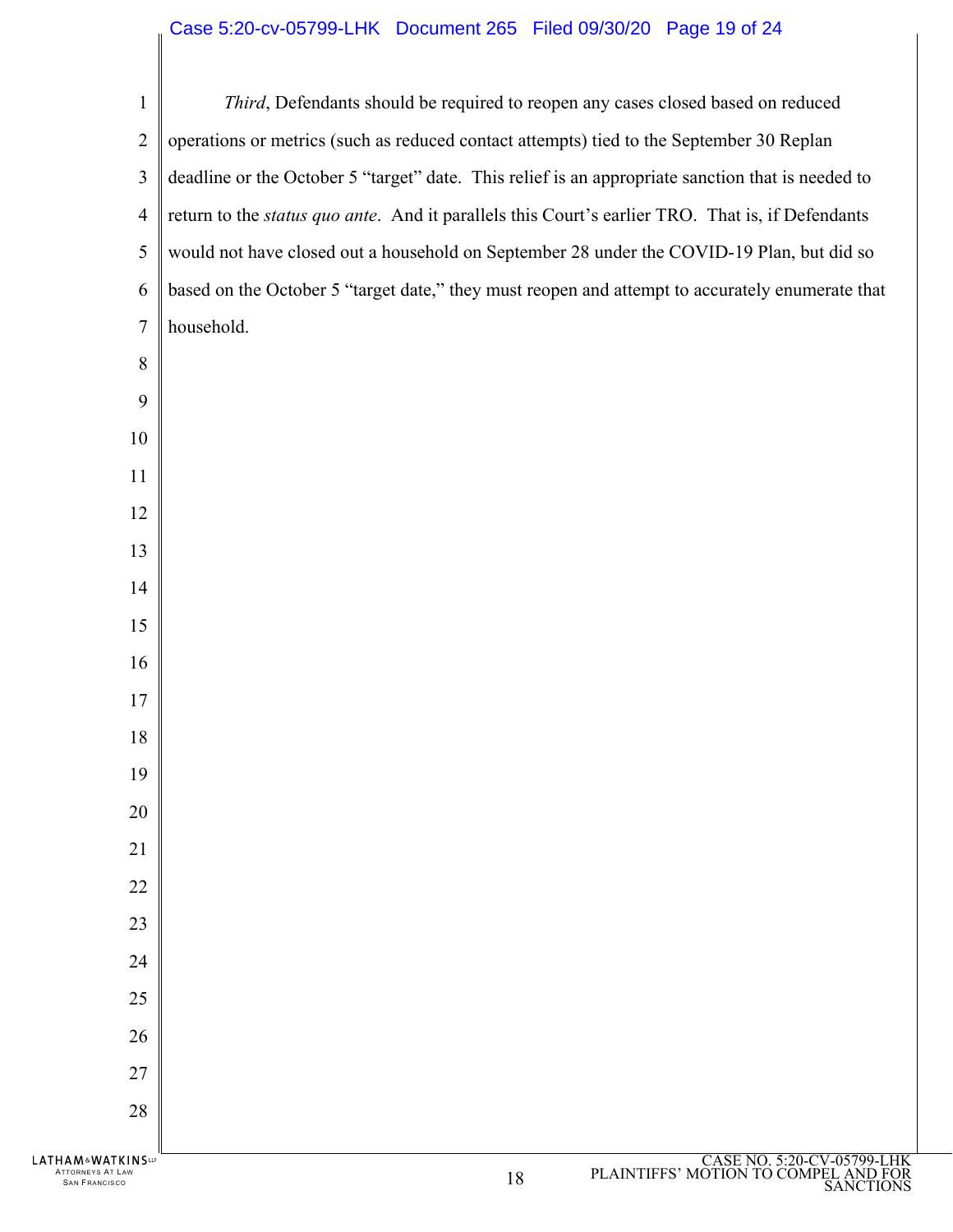*Third*, Defendants should be required to reopen any cases closed based on reduced operations or metrics (such as reduced contact attempts) tied to the September 30 Replan deadline or the October 5 "target" date. This relief is an appropriate sanction that is needed to return to the *status quo ante*. And it parallels this Court's earlier TRO. That is, if Defendants would not have closed out a household on September 28 under the COVID-19 Plan, but did so based on the October 5 "target date," they must reopen and attempt to accurately enumerate that household.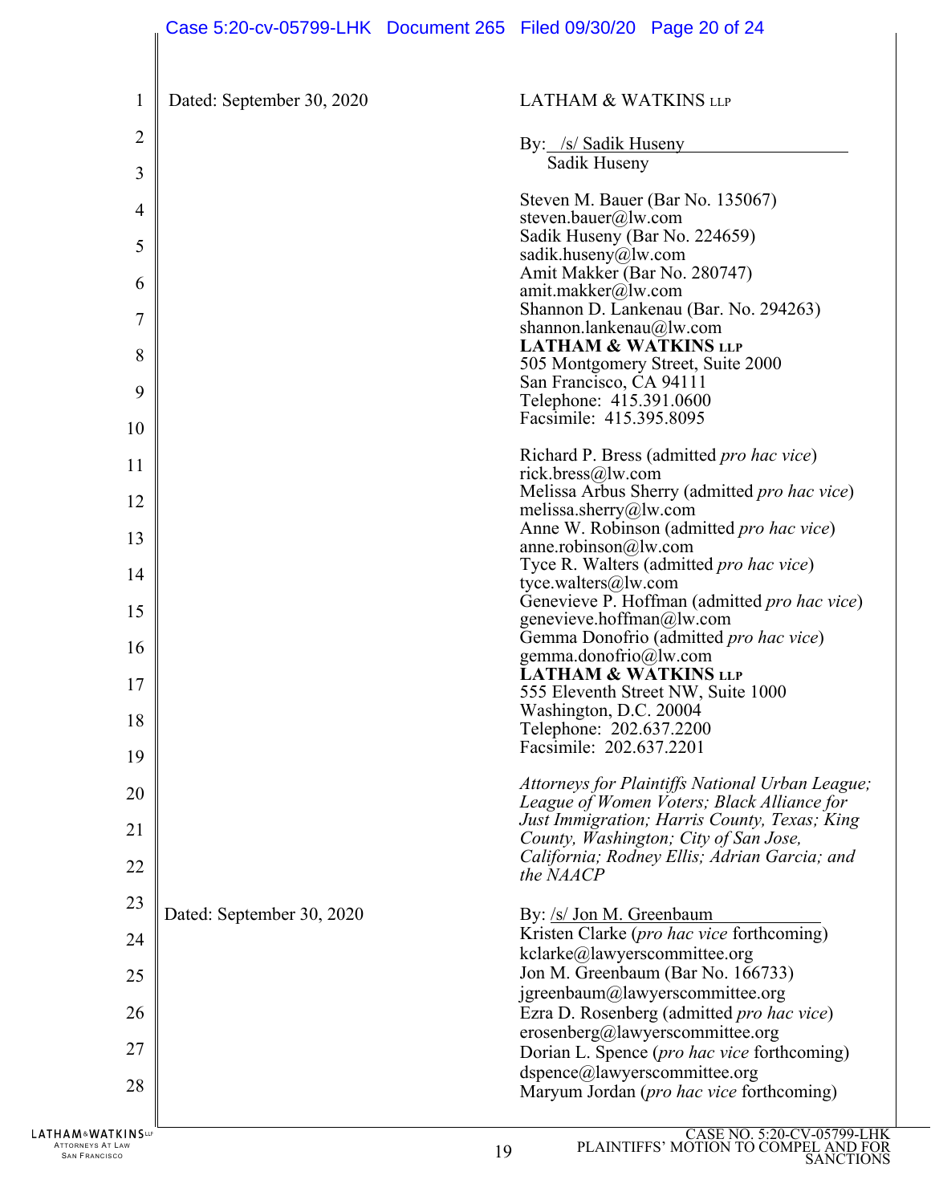Dated: September 30, 2020

LATHAM & WATKINS LLP

By: /s/ Sadik Huseny
Sadik Huseny

Steven M. Bauer (Bar No. 135067)
steven.bauer@lw.com
Sadik Huseny (Bar No. 224659)
sadik.huseny@lw.com
Amit Makker (Bar No. 280747)
amit.makker@lw.com
Shannon D. Lankenau (Bar. No. 294263)
shannon.lankenau@lw.com
**LATHAM & WATKINS LLP**
505 Montgomery Street, Suite 2000
San Francisco, CA 94111
Telephone: 415.391.0600
Facsimile: 415.395.8095

Richard P. Bress (admitted *pro hac vice*)
rick.bress@lw.com
Melissa Arbus Sherry (admitted *pro hac vice*)
melissa.sherry@lw.com
Anne W. Robinson (admitted *pro hac vice*)
anne.robinson@lw.com
Tyce R. Walters (admitted *pro hac vice*)
tyce.walters@lw.com
Genevieve P. Hoffman (admitted *pro hac vice*)
genevieve.hoffman@lw.com
Gemma Donofrio (admitted *pro hac vice*)
gemma.donofrio@lw.com
**LATHAM & WATKINS LLP**
555 Eleventh Street NW, Suite 1000
Washington, D.C. 20004
Telephone: 202.637.2200
Facsimile: 202.637.2201

*Attorneys for Plaintiffs National Urban League; League of Women Voters; Black Alliance for Just Immigration; Harris County, Texas; King County, Washington; City of San Jose, California; Rodney Ellis; Adrian Garcia; and the NAACP*

Dated: September 30, 2020

By: /s/ Jon M. Greenbaum
Kristen Clarke (*pro hac vice* forthcoming)
kclarke@lawyerscommittee.org
Jon M. Greenbaum (Bar No. 166733)
jgreenbaum@lawyerscommittee.org
Ezra D. Rosenberg (admitted *pro hac vice*)
erosenberg@lawyerscommittee.org
Dorian L. Spence (*pro hac vice* forthcoming)
dspence@lawyerscommittee.org
Maryum Jordan (*pro hac vice* forthcoming)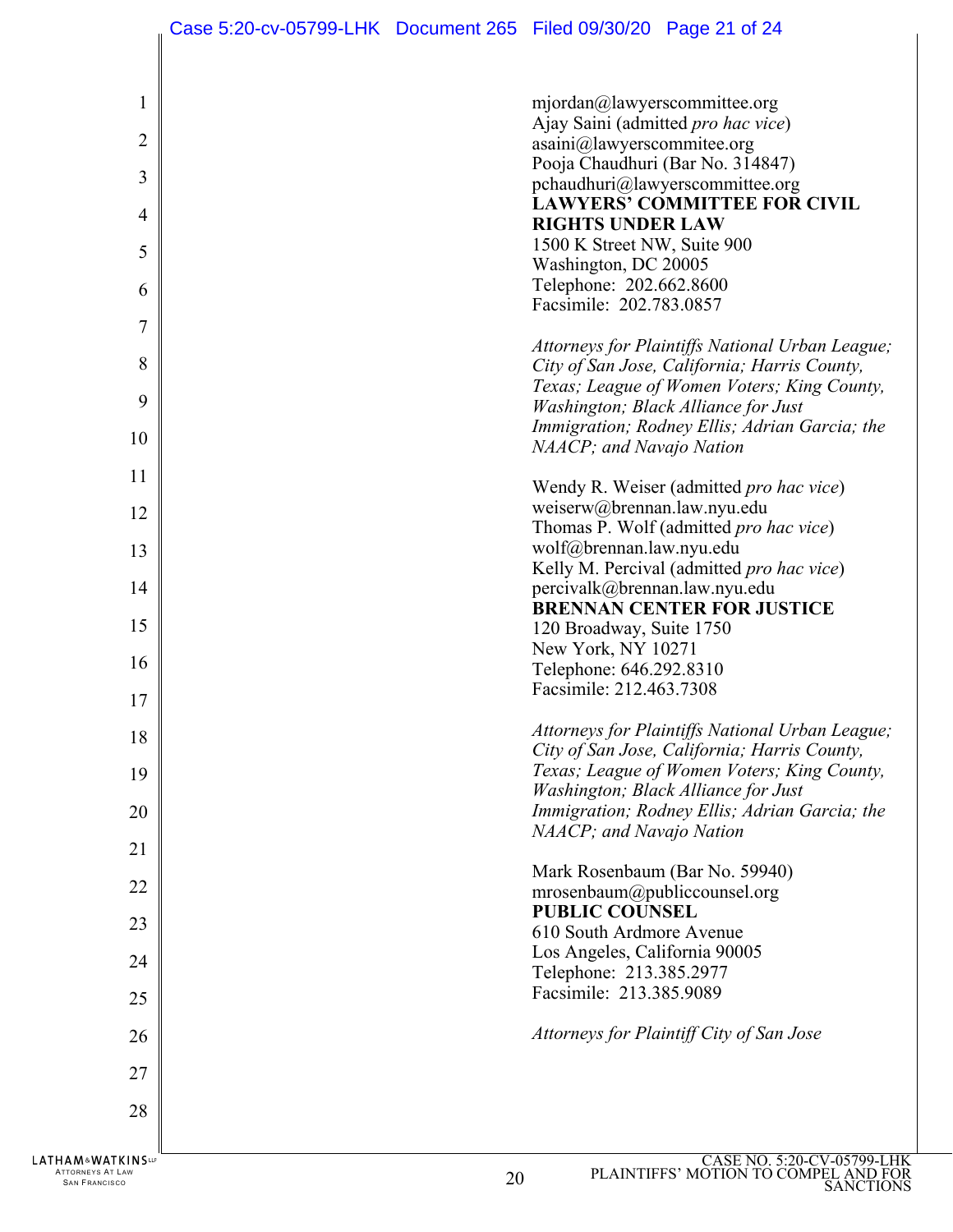mjordan@lawyerscommittee.org
Ajay Saini (admitted *pro hac vice*)
asaini@lawyerscommitee.org
Pooja Chaudhuri (Bar No. 314847)
pchaudhuri@lawyerscommittee.org
**LAWYERS' COMMITTEE FOR CIVIL RIGHTS UNDER LAW**
1500 K Street NW, Suite 900
Washington, DC 20005
Telephone: 202.662.8600
Facsimile: 202.783.0857

*Attorneys for Plaintiffs National Urban League; City of San Jose, California; Harris County, Texas; League of Women Voters; King County, Washington; Black Alliance for Just Immigration; Rodney Ellis; Adrian Garcia; the NAACP; and Navajo Nation*

Wendy R. Weiser (admitted *pro hac vice*)
weiserw@brennan.law.nyu.edu
Thomas P. Wolf (admitted *pro hac vice*)
wolf@brennan.law.nyu.edu
Kelly M. Percival (admitted *pro hac vice*)
percivalk@brennan.law.nyu.edu
**BRENNAN CENTER FOR JUSTICE**
120 Broadway, Suite 1750
New York, NY 10271
Telephone: 646.292.8310
Facsimile: 212.463.7308

*Attorneys for Plaintiffs National Urban League; City of San Jose, California; Harris County, Texas; League of Women Voters; King County, Washington; Black Alliance for Just Immigration; Rodney Ellis; Adrian Garcia; the NAACP; and Navajo Nation*

Mark Rosenbaum (Bar No. 59940)
mrosenbaum@publiccounsel.org
**PUBLIC COUNSEL**
610 South Ardmore Avenue
Los Angeles, California 90005
Telephone: 213.385.2977
Facsimile: 213.385.9089

*Attorneys for Plaintiff City of San Jose*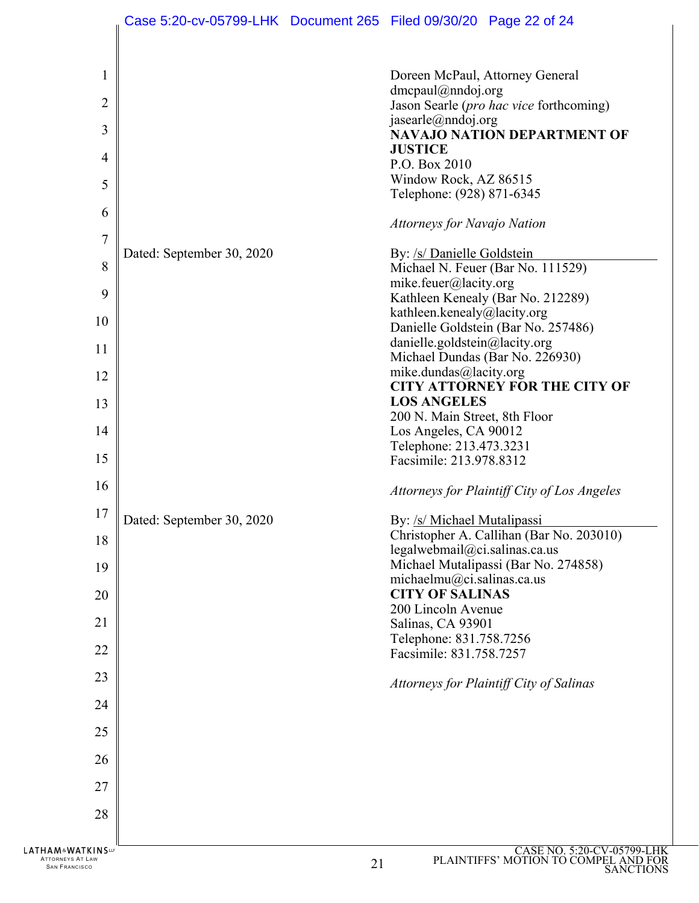Doreen McPaul, Attorney General
dmcpaul@nndoj.org
Jason Searle (*pro hac vice* forthcoming)
jasearle@nndoj.org
**NAVAJO NATION DEPARTMENT OF JUSTICE**
P.O. Box 2010
Window Rock, AZ 86515
Telephone: (928) 871-6345

*Attorneys for Navajo Nation*

Dated: September 30, 2020

By: /s/ Danielle Goldstein
Michael N. Feuer (Bar No. 111529)
mike.feuer@lacity.org
Kathleen Kenealy (Bar No. 212289)
kathleen.kenealy@lacity.org
Danielle Goldstein (Bar No. 257486)
danielle.goldstein@lacity.org
Michael Dundas (Bar No. 226930)
mike.dundas@lacity.org
**CITY ATTORNEY FOR THE CITY OF LOS ANGELES**
200 N. Main Street, 8th Floor
Los Angeles, CA 90012
Telephone: 213.473.3231
Facsimile: 213.978.8312

*Attorneys for Plaintiff City of Los Angeles*

Dated: September 30, 2020

By: /s/ Michael Mutalipassi
Christopher A. Callihan (Bar No. 203010)
legalwebmail@ci.salinas.ca.us
Michael Mutalipassi (Bar No. 274858)
michaelmu@ci.salinas.ca.us
**CITY OF SALINAS**
200 Lincoln Avenue
Salinas, CA 93901
Telephone: 831.758.7256
Facsimile: 831.758.7257

*Attorneys for Plaintiff City of Salinas*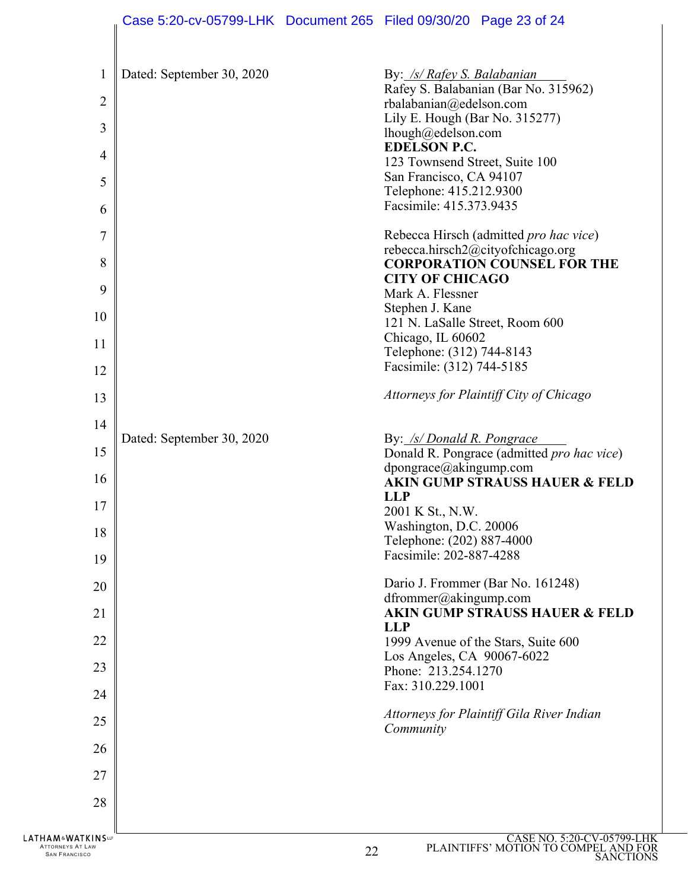Dated: September 30, 2020

By: */s/ Rafey S. Balabanian*
Rafey S. Balabanian (Bar No. 315962)
rbalabanian@edelson.com
Lily E. Hough (Bar No. 315277)
lhough@edelson.com
**EDELSON P.C.**
123 Townsend Street, Suite 100
San Francisco, CA 94107
Telephone: 415.212.9300
Facsimile: 415.373.9435

Rebecca Hirsch (admitted *pro hac vice*)
rebecca.hirsch2@cityofchicago.org
**CORPORATION COUNSEL FOR THE CITY OF CHICAGO**
Mark A. Flessner
Stephen J. Kane
121 N. LaSalle Street, Room 600
Chicago, IL 60602
Telephone: (312) 744-8143
Facsimile: (312) 744-5185

*Attorneys for Plaintiff City of Chicago*

Dated: September 30, 2020

By: */s/ Donald R. Pongrace*
Donald R. Pongrace (admitted *pro hac vice*)
dpongrace@akingump.com
**AKIN GUMP STRAUSS HAUER & FELD LLP**
2001 K St., N.W.
Washington, D.C. 20006
Telephone: (202) 887-4000
Facsimile: 202-887-4288

Dario J. Frommer (Bar No. 161248)
dfrommer@akingump.com
**AKIN GUMP STRAUSS HAUER & FELD LLP**
1999 Avenue of the Stars, Suite 600
Los Angeles, CA 90067-6022
Phone: 213.254.1270
Fax: 310.229.1001

*Attorneys for Plaintiff Gila River Indian Community*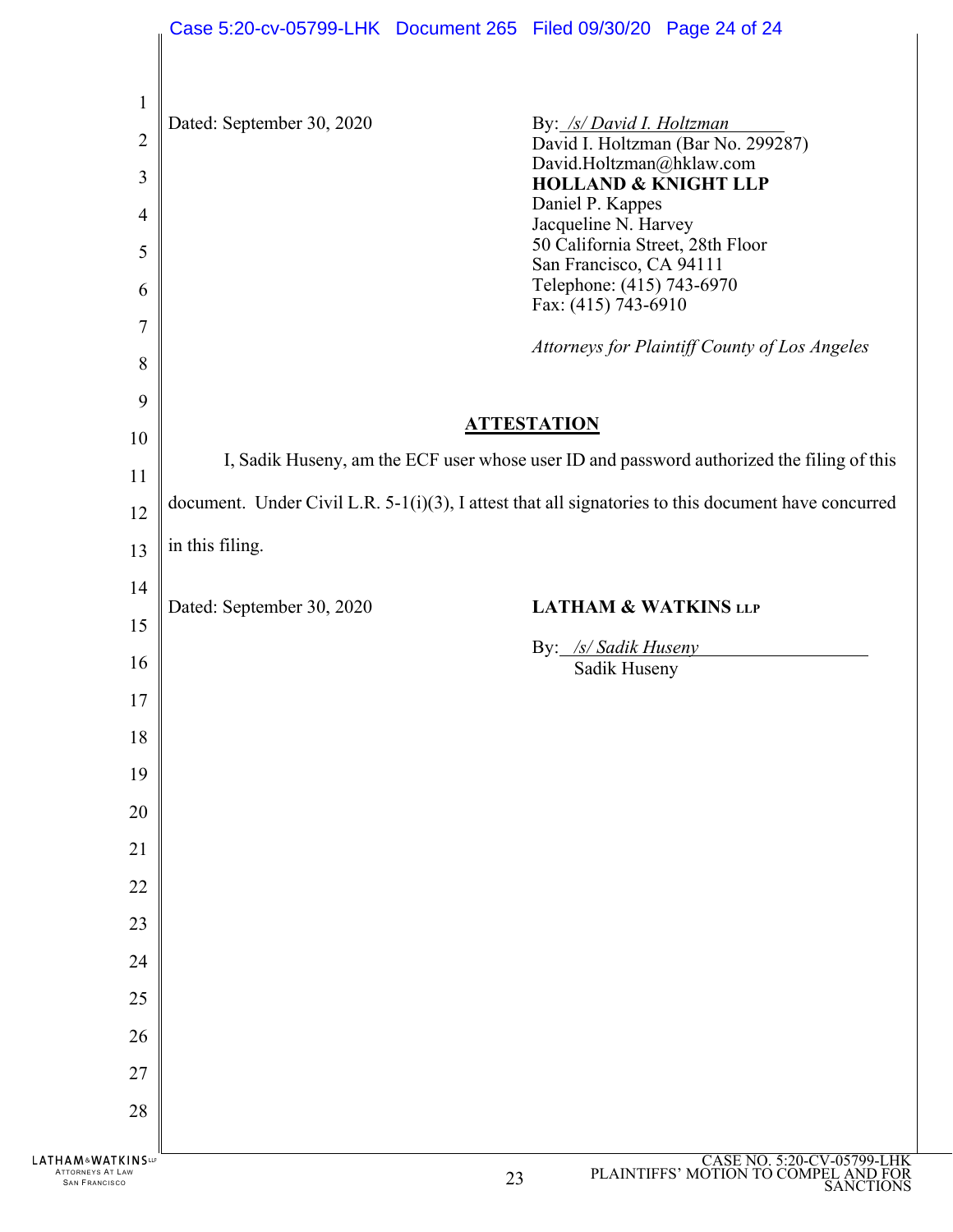Dated: September 30, 2020

By: */s/ David I. Holtzman*
David I. Holtzman (Bar No. 299287)
David.Holtzman@hklaw.com
**HOLLAND & KNIGHT LLP**
Daniel P. Kappes
Jacqueline N. Harvey
50 California Street, 28th Floor
San Francisco, CA 94111
Telephone: (415) 743-6970
Fax: (415) 743-6910

*Attorneys for Plaintiff County of Los Angeles*

## ATTESTATION

I, Sadik Huseny, am the ECF user whose user ID and password authorized the filing of this document. Under Civil L.R. 5-1(i)(3), I attest that all signatories to this document have concurred in this filing.

Dated: September 30, 2020

**LATHAM & WATKINS LLP**

By: */s/ Sadik Huseny*
Sadik Huseny